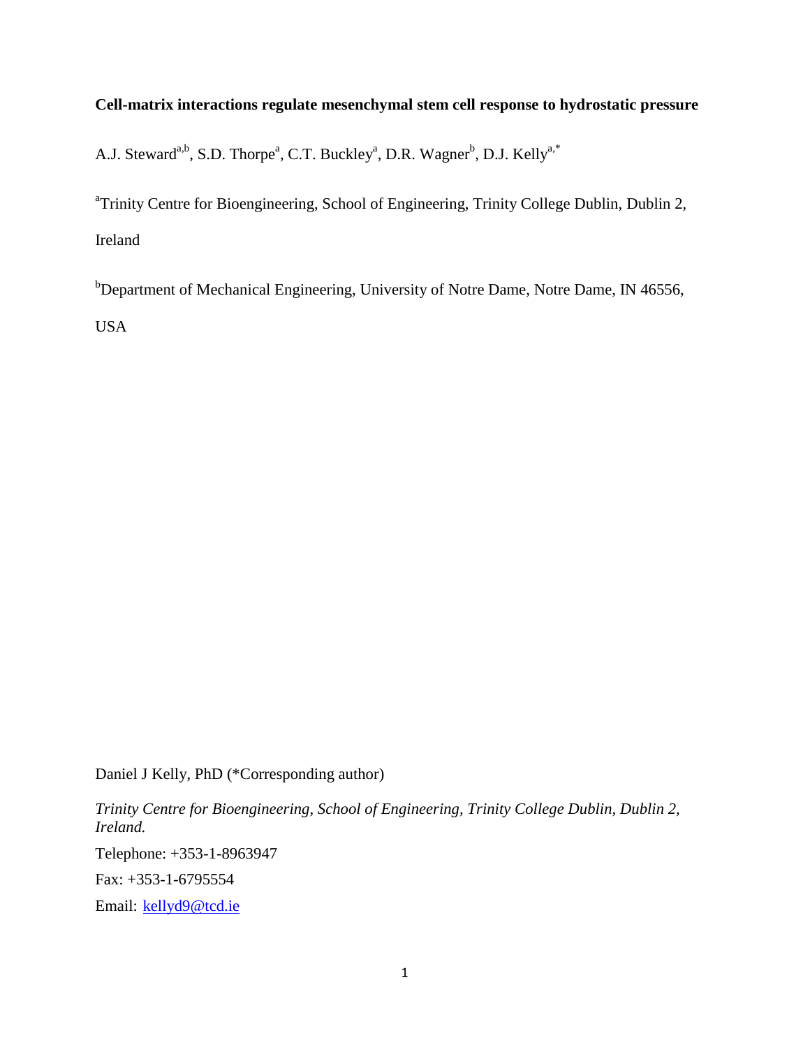**Cell-matrix interactions regulate mesenchymal stem cell response to hydrostatic pressure**

A.J. Steward[a,b], S.D. Thorpe[a], C.T. Buckley[a], D.R. Wagner[b], D.J. Kelly[a,*]

[a]Trinity Centre for Bioengineering, School of Engineering, Trinity College Dublin, Dublin 2, Ireland

[b]Department of Mechanical Engineering, University of Notre Dame, Notre Dame, IN 46556, USA

Daniel J Kelly, PhD (*Corresponding author)

*Trinity Centre for Bioengineering, School of Engineering, Trinity College Dublin, Dublin 2, Ireland.*

Telephone: +353-1-8963947

Fax: +353-1-6795554

Email: kellyd9@tcd.ie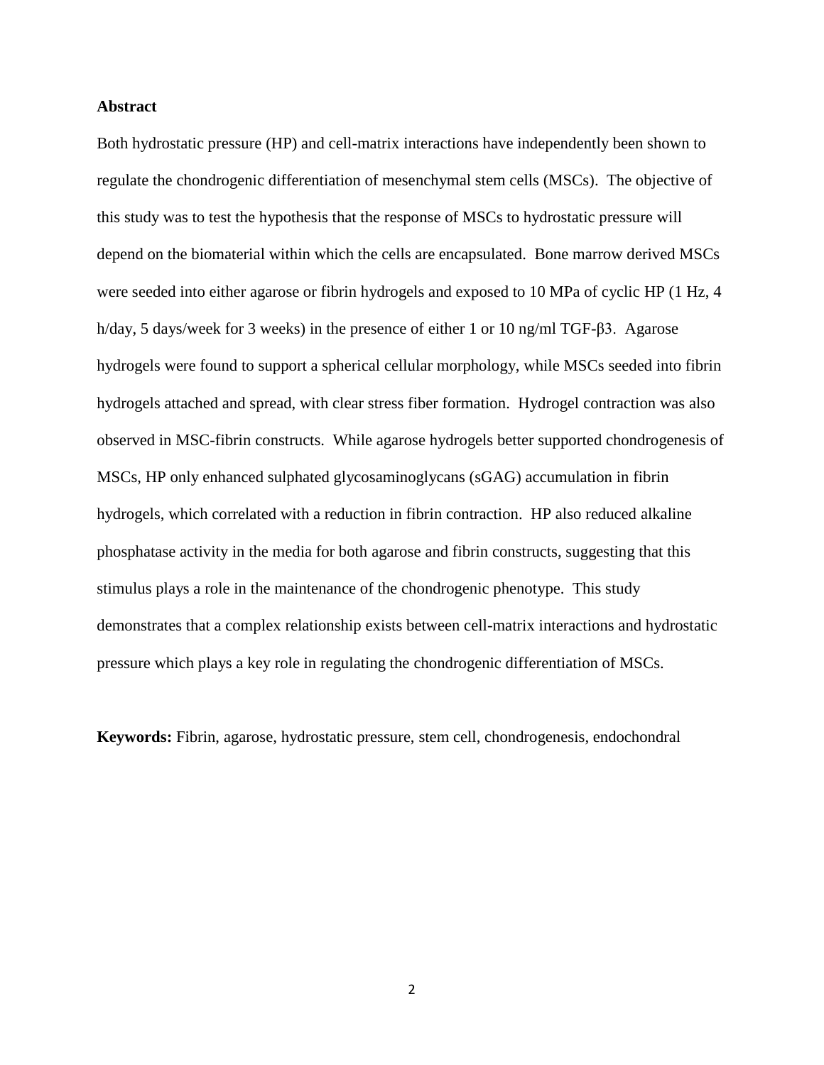## Abstract

Both hydrostatic pressure (HP) and cell-matrix interactions have independently been shown to regulate the chondrogenic differentiation of mesenchymal stem cells (MSCs). The objective of this study was to test the hypothesis that the response of MSCs to hydrostatic pressure will depend on the biomaterial within which the cells are encapsulated. Bone marrow derived MSCs were seeded into either agarose or fibrin hydrogels and exposed to 10 MPa of cyclic HP (1 Hz, 4 h/day, 5 days/week for 3 weeks) in the presence of either 1 or 10 ng/ml TGF-β3. Agarose hydrogels were found to support a spherical cellular morphology, while MSCs seeded into fibrin hydrogels attached and spread, with clear stress fiber formation. Hydrogel contraction was also observed in MSC-fibrin constructs. While agarose hydrogels better supported chondrogenesis of MSCs, HP only enhanced sulphated glycosaminoglycans (sGAG) accumulation in fibrin hydrogels, which correlated with a reduction in fibrin contraction. HP also reduced alkaline phosphatase activity in the media for both agarose and fibrin constructs, suggesting that this stimulus plays a role in the maintenance of the chondrogenic phenotype. This study demonstrates that a complex relationship exists between cell-matrix interactions and hydrostatic pressure which plays a key role in regulating the chondrogenic differentiation of MSCs.

**Keywords:** Fibrin, agarose, hydrostatic pressure, stem cell, chondrogenesis, endochondral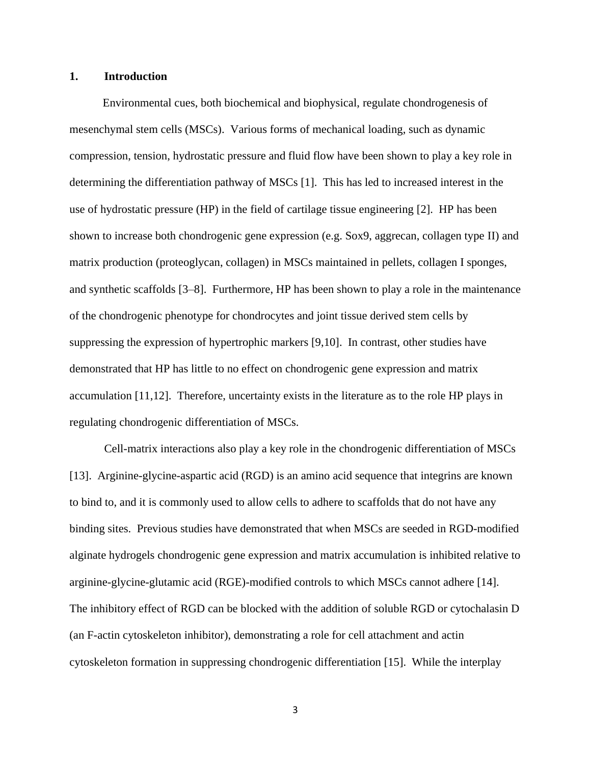# 1. Introduction

Environmental cues, both biochemical and biophysical, regulate chondrogenesis of mesenchymal stem cells (MSCs). Various forms of mechanical loading, such as dynamic compression, tension, hydrostatic pressure and fluid flow have been shown to play a key role in determining the differentiation pathway of MSCs [1]. This has led to increased interest in the use of hydrostatic pressure (HP) in the field of cartilage tissue engineering [2]. HP has been shown to increase both chondrogenic gene expression (e.g. Sox9, aggrecan, collagen type II) and matrix production (proteoglycan, collagen) in MSCs maintained in pellets, collagen I sponges, and synthetic scaffolds [3–8]. Furthermore, HP has been shown to play a role in the maintenance of the chondrogenic phenotype for chondrocytes and joint tissue derived stem cells by suppressing the expression of hypertrophic markers [9,10]. In contrast, other studies have demonstrated that HP has little to no effect on chondrogenic gene expression and matrix accumulation [11,12]. Therefore, uncertainty exists in the literature as to the role HP plays in regulating chondrogenic differentiation of MSCs.

Cell-matrix interactions also play a key role in the chondrogenic differentiation of MSCs [13]. Arginine-glycine-aspartic acid (RGD) is an amino acid sequence that integrins are known to bind to, and it is commonly used to allow cells to adhere to scaffolds that do not have any binding sites. Previous studies have demonstrated that when MSCs are seeded in RGD-modified alginate hydrogels chondrogenic gene expression and matrix accumulation is inhibited relative to arginine-glycine-glutamic acid (RGE)-modified controls to which MSCs cannot adhere [14]. The inhibitory effect of RGD can be blocked with the addition of soluble RGD or cytochalasin D (an F-actin cytoskeleton inhibitor), demonstrating a role for cell attachment and actin cytoskeleton formation in suppressing chondrogenic differentiation [15]. While the interplay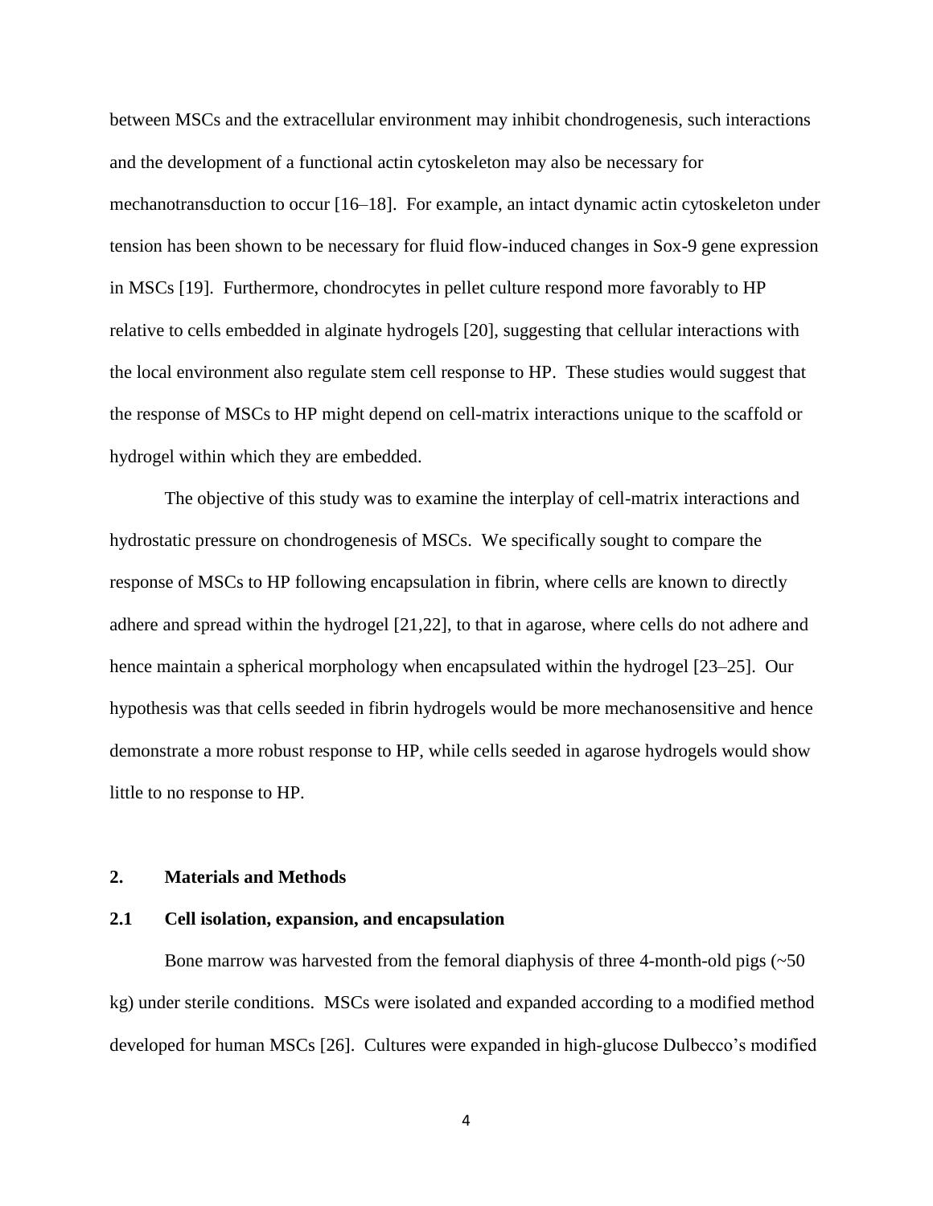between MSCs and the extracellular environment may inhibit chondrogenesis, such interactions and the development of a functional actin cytoskeleton may also be necessary for mechanotransduction to occur [16–18]. For example, an intact dynamic actin cytoskeleton under tension has been shown to be necessary for fluid flow-induced changes in Sox-9 gene expression in MSCs [19]. Furthermore, chondrocytes in pellet culture respond more favorably to HP relative to cells embedded in alginate hydrogels [20], suggesting that cellular interactions with the local environment also regulate stem cell response to HP. These studies would suggest that the response of MSCs to HP might depend on cell-matrix interactions unique to the scaffold or hydrogel within which they are embedded.

The objective of this study was to examine the interplay of cell-matrix interactions and hydrostatic pressure on chondrogenesis of MSCs. We specifically sought to compare the response of MSCs to HP following encapsulation in fibrin, where cells are known to directly adhere and spread within the hydrogel [21,22], to that in agarose, where cells do not adhere and hence maintain a spherical morphology when encapsulated within the hydrogel [23–25]. Our hypothesis was that cells seeded in fibrin hydrogels would be more mechanosensitive and hence demonstrate a more robust response to HP, while cells seeded in agarose hydrogels would show little to no response to HP.

## 2. Materials and Methods

### 2.1 Cell isolation, expansion, and encapsulation

Bone marrow was harvested from the femoral diaphysis of three 4-month-old pigs (~50 kg) under sterile conditions. MSCs were isolated and expanded according to a modified method developed for human MSCs [26]. Cultures were expanded in high-glucose Dulbecco's modified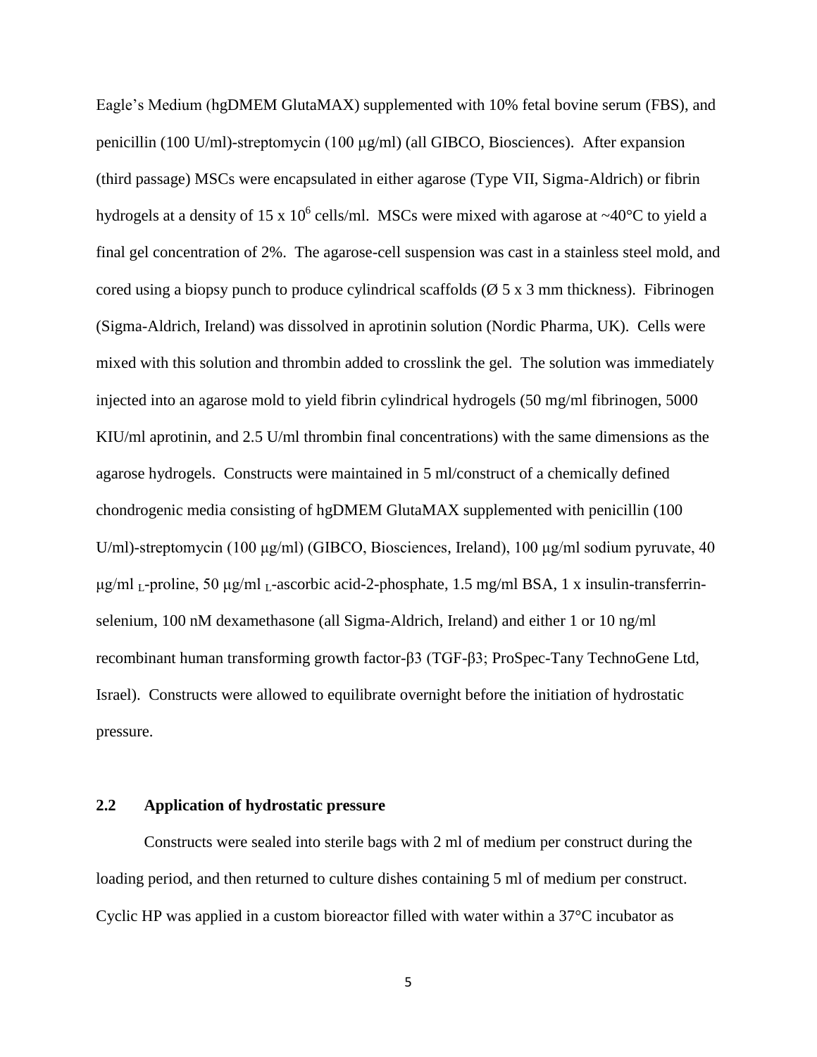Eagle's Medium (hgDMEM GlutaMAX) supplemented with 10% fetal bovine serum (FBS), and penicillin (100 U/ml)-streptomycin (100 μg/ml) (all GIBCO, Biosciences). After expansion (third passage) MSCs were encapsulated in either agarose (Type VII, Sigma-Aldrich) or fibrin hydrogels at a density of 15 x $10^6$ cells/ml. MSCs were mixed with agarose at ~40°C to yield a final gel concentration of 2%. The agarose-cell suspension was cast in a stainless steel mold, and cored using a biopsy punch to produce cylindrical scaffolds (Ø 5 x 3 mm thickness). Fibrinogen (Sigma-Aldrich, Ireland) was dissolved in aprotinin solution (Nordic Pharma, UK). Cells were mixed with this solution and thrombin added to crosslink the gel. The solution was immediately injected into an agarose mold to yield fibrin cylindrical hydrogels (50 mg/ml fibrinogen, 5000 KIU/ml aprotinin, and 2.5 U/ml thrombin final concentrations) with the same dimensions as the agarose hydrogels. Constructs were maintained in 5 ml/construct of a chemically defined chondrogenic media consisting of hgDMEM GlutaMAX supplemented with penicillin (100 U/ml)-streptomycin (100 μg/ml) (GIBCO, Biosciences, Ireland), 100 μg/ml sodium pyruvate, 40 μg/ml $_L$-proline, 50 μg/ml $_L$-ascorbic acid-2-phosphate, 1.5 mg/ml BSA, 1 x insulin-transferrin-selenium, 100 nM dexamethasone (all Sigma-Aldrich, Ireland) and either 1 or 10 ng/ml recombinant human transforming growth factor-β3 (TGF-β3; ProSpec-Tany TechnoGene Ltd, Israel). Constructs were allowed to equilibrate overnight before the initiation of hydrostatic pressure.

## 2.2 Application of hydrostatic pressure

Constructs were sealed into sterile bags with 2 ml of medium per construct during the loading period, and then returned to culture dishes containing 5 ml of medium per construct. Cyclic HP was applied in a custom bioreactor filled with water within a 37°C incubator as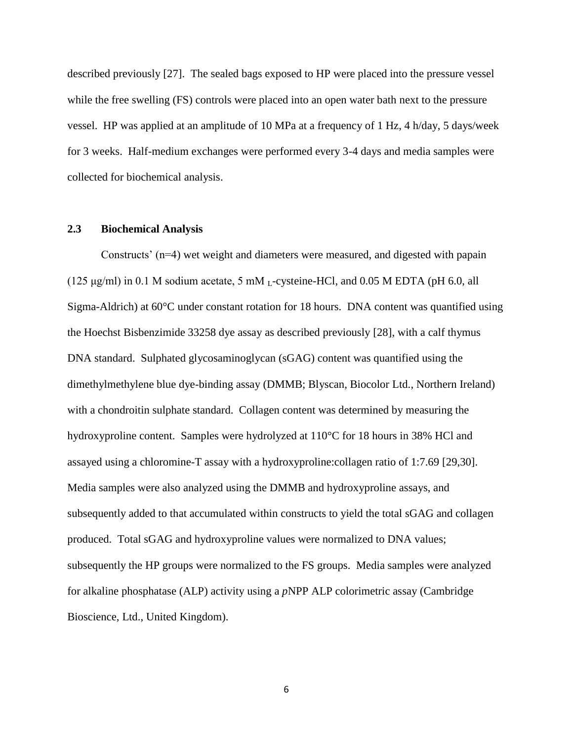described previously [27]. The sealed bags exposed to HP were placed into the pressure vessel while the free swelling (FS) controls were placed into an open water bath next to the pressure vessel. HP was applied at an amplitude of 10 MPa at a frequency of 1 Hz, 4 h/day, 5 days/week for 3 weeks. Half-medium exchanges were performed every 3-4 days and media samples were collected for biochemical analysis.

## 2.3 Biochemical Analysis

Constructs' (n=4) wet weight and diameters were measured, and digested with papain (125 μg/ml) in 0.1 M sodium acetate, 5 mM $_{L}$-cysteine-HCl, and 0.05 M EDTA (pH 6.0, all Sigma-Aldrich) at 60°C under constant rotation for 18 hours. DNA content was quantified using the Hoechst Bisbenzimide 33258 dye assay as described previously [28], with a calf thymus DNA standard. Sulphated glycosaminoglycan (sGAG) content was quantified using the dimethylmethylene blue dye-binding assay (DMMB; Blyscan, Biocolor Ltd., Northern Ireland) with a chondroitin sulphate standard. Collagen content was determined by measuring the hydroxyproline content. Samples were hydrolyzed at 110°C for 18 hours in 38% HCl and assayed using a chloromine-T assay with a hydroxyproline:collagen ratio of 1:7.69 [29,30]. Media samples were also analyzed using the DMMB and hydroxyproline assays, and subsequently added to that accumulated within constructs to yield the total sGAG and collagen produced. Total sGAG and hydroxyproline values were normalized to DNA values; subsequently the HP groups were normalized to the FS groups. Media samples were analyzed for alkaline phosphatase (ALP) activity using a *p*NPP ALP colorimetric assay (Cambridge Bioscience, Ltd., United Kingdom).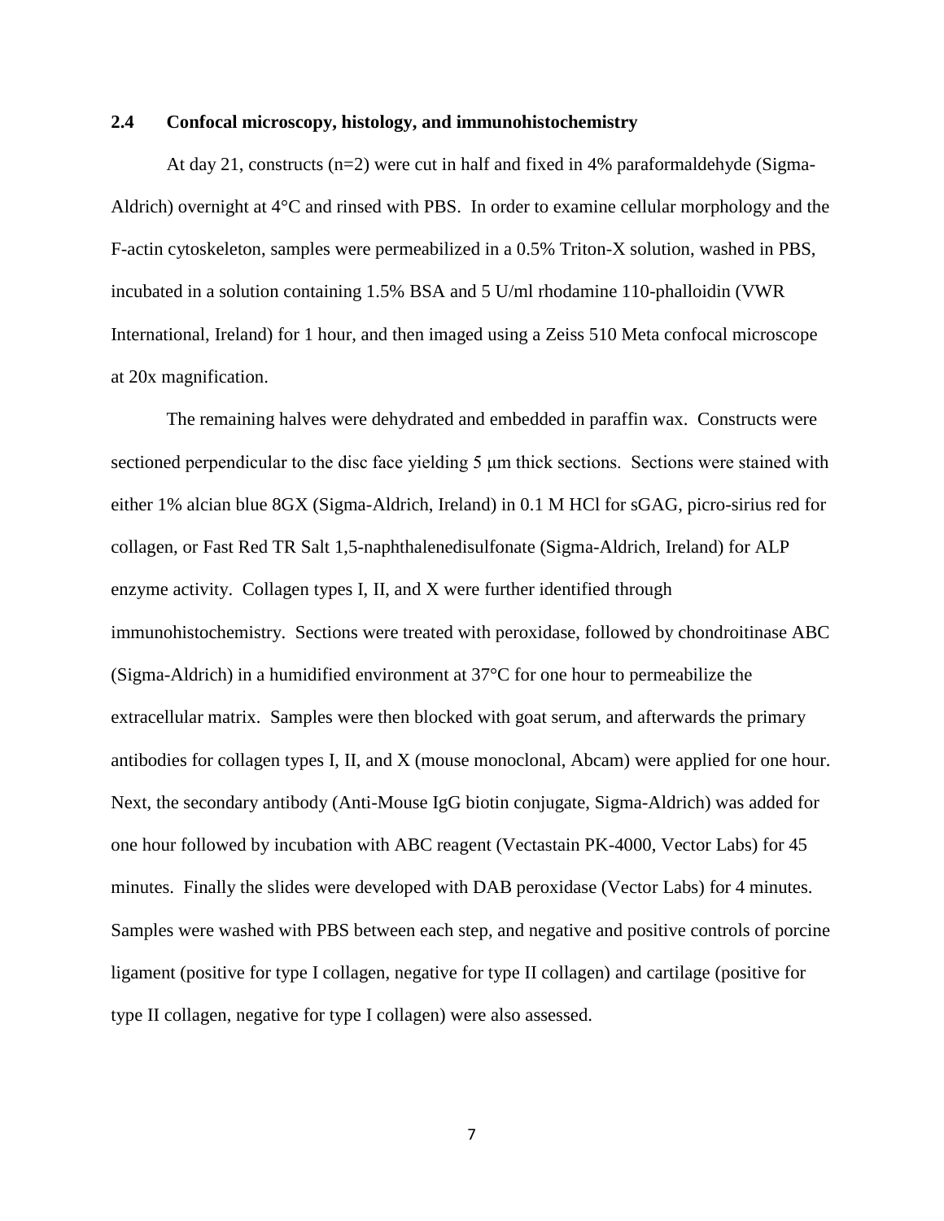### 2.4 Confocal microscopy, histology, and immunohistochemistry

At day 21, constructs (n=2) were cut in half and fixed in 4% paraformaldehyde (Sigma-Aldrich) overnight at 4°C and rinsed with PBS. In order to examine cellular morphology and the F-actin cytoskeleton, samples were permeabilized in a 0.5% Triton-X solution, washed in PBS, incubated in a solution containing 1.5% BSA and 5 U/ml rhodamine 110-phalloidin (VWR International, Ireland) for 1 hour, and then imaged using a Zeiss 510 Meta confocal microscope at 20x magnification.

The remaining halves were dehydrated and embedded in paraffin wax. Constructs were sectioned perpendicular to the disc face yielding 5 μm thick sections. Sections were stained with either 1% alcian blue 8GX (Sigma-Aldrich, Ireland) in 0.1 M HCl for sGAG, picro-sirius red for collagen, or Fast Red TR Salt 1,5-naphthalenedisulfonate (Sigma-Aldrich, Ireland) for ALP enzyme activity. Collagen types I, II, and X were further identified through immunohistochemistry. Sections were treated with peroxidase, followed by chondroitinase ABC (Sigma-Aldrich) in a humidified environment at 37°C for one hour to permeabilize the extracellular matrix. Samples were then blocked with goat serum, and afterwards the primary antibodies for collagen types I, II, and X (mouse monoclonal, Abcam) were applied for one hour. Next, the secondary antibody (Anti-Mouse IgG biotin conjugate, Sigma-Aldrich) was added for one hour followed by incubation with ABC reagent (Vectastain PK-4000, Vector Labs) for 45 minutes. Finally the slides were developed with DAB peroxidase (Vector Labs) for 4 minutes. Samples were washed with PBS between each step, and negative and positive controls of porcine ligament (positive for type I collagen, negative for type II collagen) and cartilage (positive for type II collagen, negative for type I collagen) were also assessed.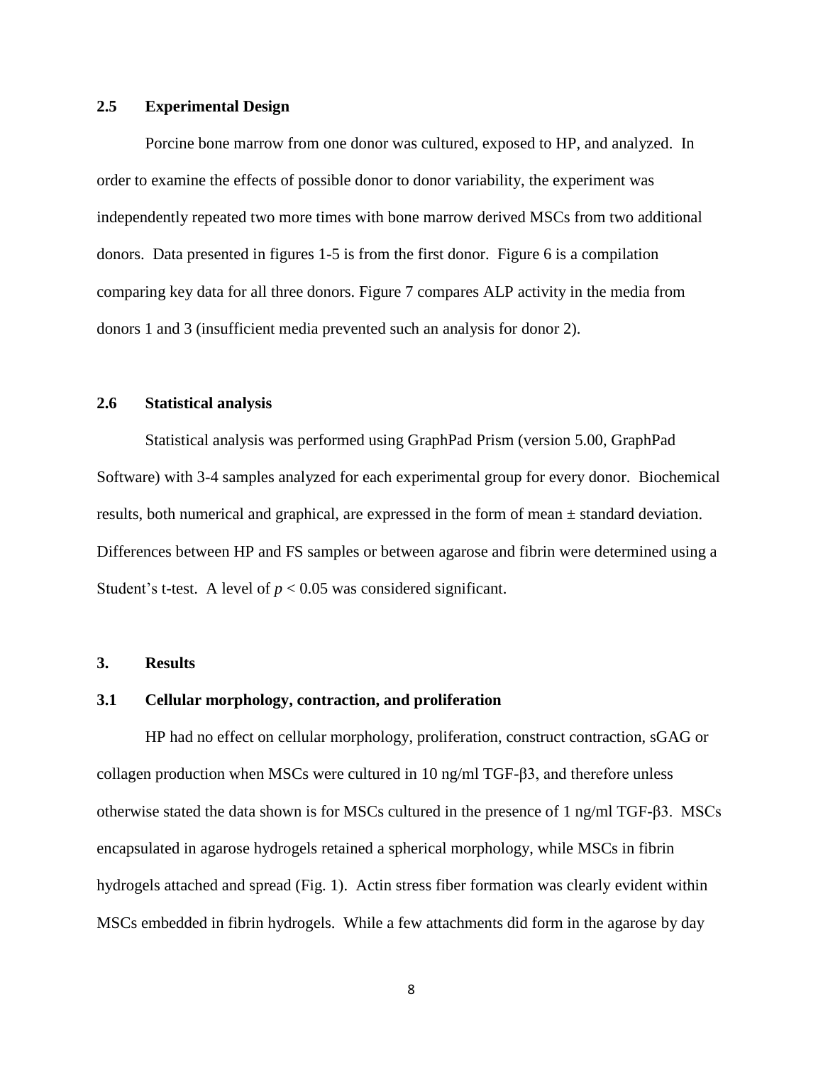## 2.5 Experimental Design

Porcine bone marrow from one donor was cultured, exposed to HP, and analyzed. In order to examine the effects of possible donor to donor variability, the experiment was independently repeated two more times with bone marrow derived MSCs from two additional donors. Data presented in figures 1-5 is from the first donor. Figure 6 is a compilation comparing key data for all three donors. Figure 7 compares ALP activity in the media from donors 1 and 3 (insufficient media prevented such an analysis for donor 2).

## 2.6 Statistical analysis

Statistical analysis was performed using GraphPad Prism (version 5.00, GraphPad Software) with 3-4 samples analyzed for each experimental group for every donor. Biochemical results, both numerical and graphical, are expressed in the form of mean ± standard deviation. Differences between HP and FS samples or between agarose and fibrin were determined using a Student's t-test. A level of $p < 0.05$ was considered significant.

# 3. Results

## 3.1 Cellular morphology, contraction, and proliferation

HP had no effect on cellular morphology, proliferation, construct contraction, sGAG or collagen production when MSCs were cultured in 10 ng/ml TGF-β3, and therefore unless otherwise stated the data shown is for MSCs cultured in the presence of 1 ng/ml TGF-β3. MSCs encapsulated in agarose hydrogels retained a spherical morphology, while MSCs in fibrin hydrogels attached and spread (Fig. 1). Actin stress fiber formation was clearly evident within MSCs embedded in fibrin hydrogels. While a few attachments did form in the agarose by day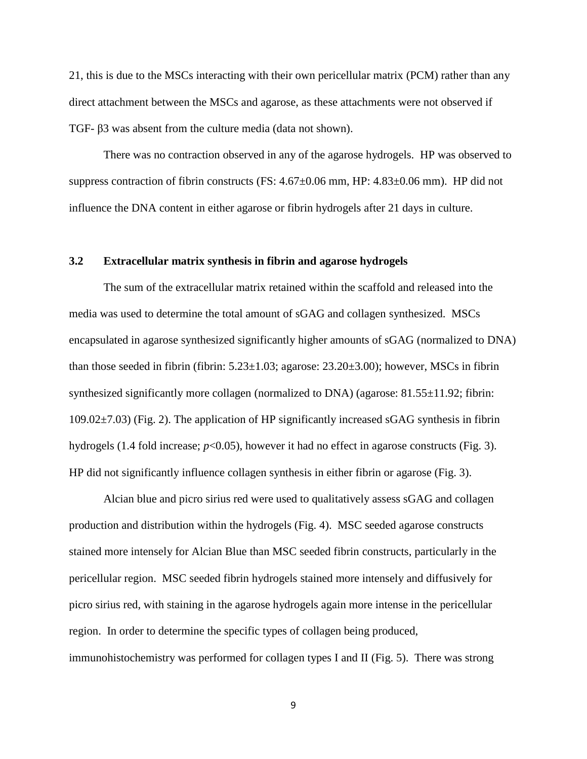21, this is due to the MSCs interacting with their own pericellular matrix (PCM) rather than any direct attachment between the MSCs and agarose, as these attachments were not observed if TGF- β3 was absent from the culture media (data not shown).

There was no contraction observed in any of the agarose hydrogels. HP was observed to suppress contraction of fibrin constructs (FS: 4.67±0.06 mm, HP: 4.83±0.06 mm). HP did not influence the DNA content in either agarose or fibrin hydrogels after 21 days in culture.

### 3.2 Extracellular matrix synthesis in fibrin and agarose hydrogels

The sum of the extracellular matrix retained within the scaffold and released into the media was used to determine the total amount of sGAG and collagen synthesized. MSCs encapsulated in agarose synthesized significantly higher amounts of sGAG (normalized to DNA) than those seeded in fibrin (fibrin: 5.23±1.03; agarose: 23.20±3.00); however, MSCs in fibrin synthesized significantly more collagen (normalized to DNA) (agarose: 81.55±11.92; fibrin: 109.02±7.03) (Fig. 2). The application of HP significantly increased sGAG synthesis in fibrin hydrogels (1.4 fold increase; $p<0.05$), however it had no effect in agarose constructs (Fig. 3). HP did not significantly influence collagen synthesis in either fibrin or agarose (Fig. 3).

Alcian blue and picro sirius red were used to qualitatively assess sGAG and collagen production and distribution within the hydrogels (Fig. 4). MSC seeded agarose constructs stained more intensely for Alcian Blue than MSC seeded fibrin constructs, particularly in the pericellular region. MSC seeded fibrin hydrogels stained more intensely and diffusively for picro sirius red, with staining in the agarose hydrogels again more intense in the pericellular region. In order to determine the specific types of collagen being produced, immunohistochemistry was performed for collagen types I and II (Fig. 5). There was strong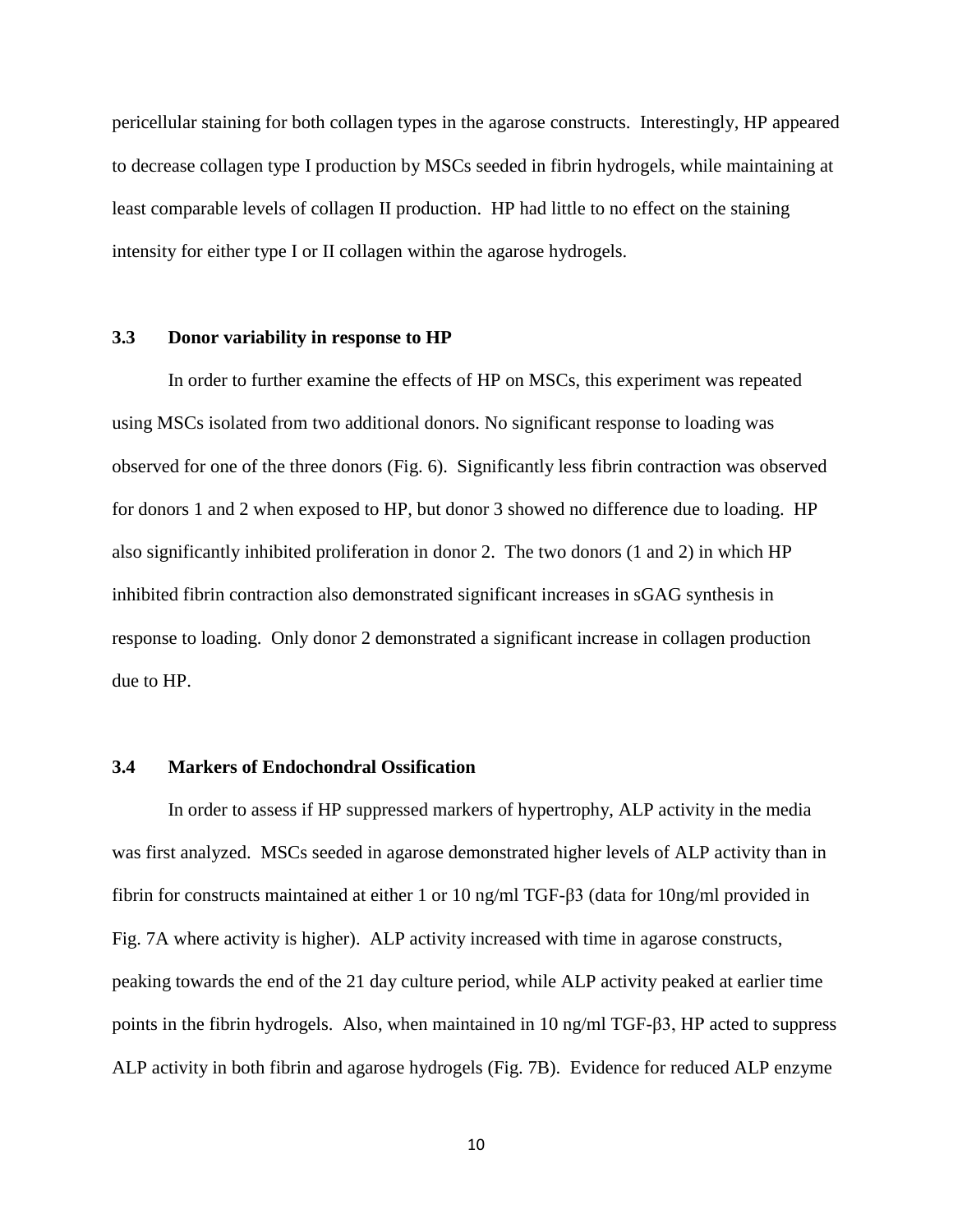pericellular staining for both collagen types in the agarose constructs. Interestingly, HP appeared to decrease collagen type I production by MSCs seeded in fibrin hydrogels, while maintaining at least comparable levels of collagen II production. HP had little to no effect on the staining intensity for either type I or II collagen within the agarose hydrogels.

### 3.3 Donor variability in response to HP

In order to further examine the effects of HP on MSCs, this experiment was repeated using MSCs isolated from two additional donors. No significant response to loading was observed for one of the three donors (Fig. 6). Significantly less fibrin contraction was observed for donors 1 and 2 when exposed to HP, but donor 3 showed no difference due to loading. HP also significantly inhibited proliferation in donor 2. The two donors (1 and 2) in which HP inhibited fibrin contraction also demonstrated significant increases in sGAG synthesis in response to loading. Only donor 2 demonstrated a significant increase in collagen production due to HP.

### 3.4 Markers of Endochondral Ossification

In order to assess if HP suppressed markers of hypertrophy, ALP activity in the media was first analyzed. MSCs seeded in agarose demonstrated higher levels of ALP activity than in fibrin for constructs maintained at either 1 or 10 ng/ml TGF-β3 (data for 10ng/ml provided in Fig. 7A where activity is higher). ALP activity increased with time in agarose constructs, peaking towards the end of the 21 day culture period, while ALP activity peaked at earlier time points in the fibrin hydrogels. Also, when maintained in 10 ng/ml TGF-β3, HP acted to suppress ALP activity in both fibrin and agarose hydrogels (Fig. 7B). Evidence for reduced ALP enzyme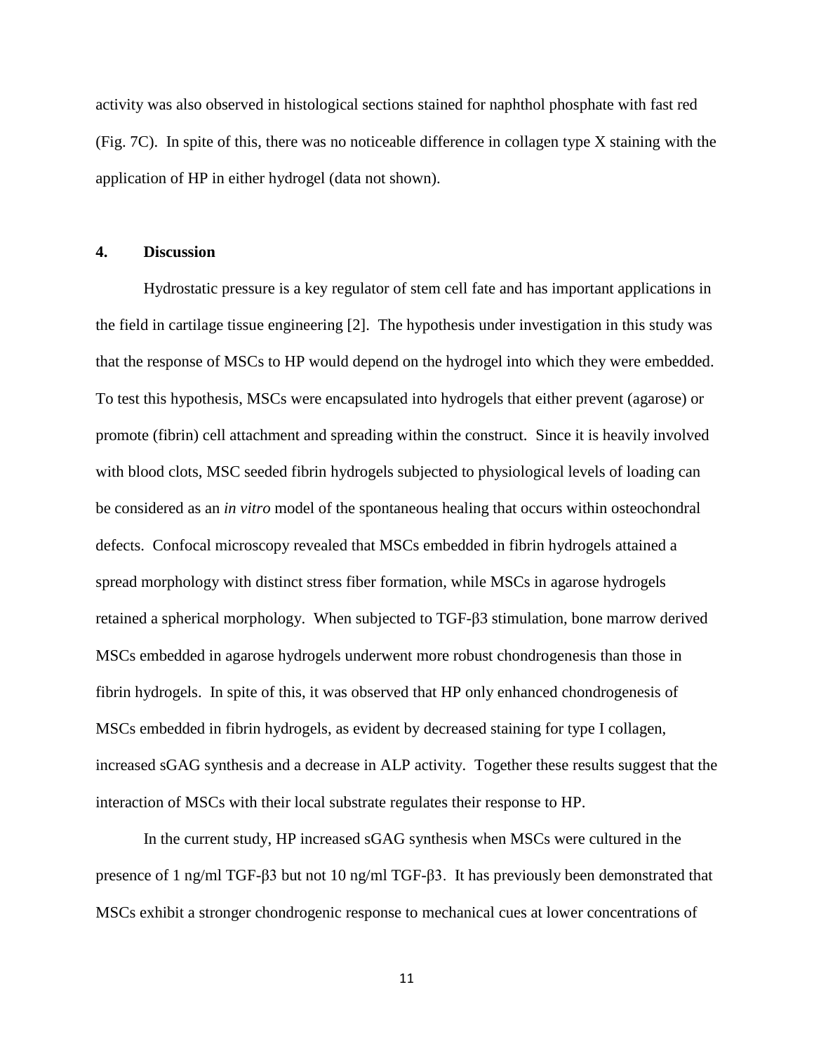activity was also observed in histological sections stained for naphthol phosphate with fast red (Fig. 7C). In spite of this, there was no noticeable difference in collagen type X staining with the application of HP in either hydrogel (data not shown).

## 4. Discussion

Hydrostatic pressure is a key regulator of stem cell fate and has important applications in the field in cartilage tissue engineering [2]. The hypothesis under investigation in this study was that the response of MSCs to HP would depend on the hydrogel into which they were embedded. To test this hypothesis, MSCs were encapsulated into hydrogels that either prevent (agarose) or promote (fibrin) cell attachment and spreading within the construct. Since it is heavily involved with blood clots, MSC seeded fibrin hydrogels subjected to physiological levels of loading can be considered as an *in vitro* model of the spontaneous healing that occurs within osteochondral defects. Confocal microscopy revealed that MSCs embedded in fibrin hydrogels attained a spread morphology with distinct stress fiber formation, while MSCs in agarose hydrogels retained a spherical morphology. When subjected to TGF-β3 stimulation, bone marrow derived MSCs embedded in agarose hydrogels underwent more robust chondrogenesis than those in fibrin hydrogels. In spite of this, it was observed that HP only enhanced chondrogenesis of MSCs embedded in fibrin hydrogels, as evident by decreased staining for type I collagen, increased sGAG synthesis and a decrease in ALP activity. Together these results suggest that the interaction of MSCs with their local substrate regulates their response to HP.

In the current study, HP increased sGAG synthesis when MSCs were cultured in the presence of 1 ng/ml TGF-β3 but not 10 ng/ml TGF-β3. It has previously been demonstrated that MSCs exhibit a stronger chondrogenic response to mechanical cues at lower concentrations of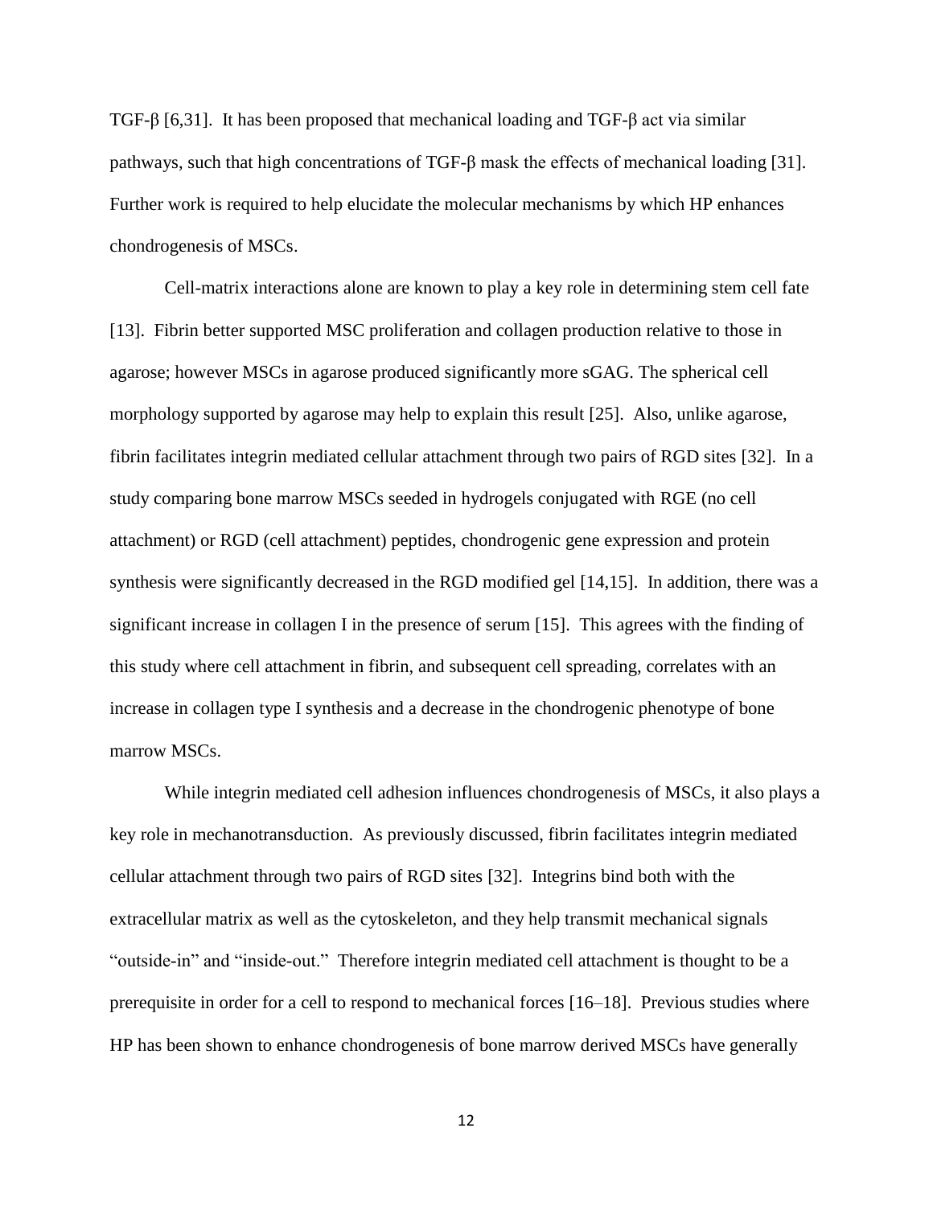TGF-β [6,31]. It has been proposed that mechanical loading and TGF-β act via similar pathways, such that high concentrations of TGF-β mask the effects of mechanical loading [31]. Further work is required to help elucidate the molecular mechanisms by which HP enhances chondrogenesis of MSCs.

Cell-matrix interactions alone are known to play a key role in determining stem cell fate [13]. Fibrin better supported MSC proliferation and collagen production relative to those in agarose; however MSCs in agarose produced significantly more sGAG. The spherical cell morphology supported by agarose may help to explain this result [25]. Also, unlike agarose, fibrin facilitates integrin mediated cellular attachment through two pairs of RGD sites [32]. In a study comparing bone marrow MSCs seeded in hydrogels conjugated with RGE (no cell attachment) or RGD (cell attachment) peptides, chondrogenic gene expression and protein synthesis were significantly decreased in the RGD modified gel [14,15]. In addition, there was a significant increase in collagen I in the presence of serum [15]. This agrees with the finding of this study where cell attachment in fibrin, and subsequent cell spreading, correlates with an increase in collagen type I synthesis and a decrease in the chondrogenic phenotype of bone marrow MSCs.

While integrin mediated cell adhesion influences chondrogenesis of MSCs, it also plays a key role in mechanotransduction. As previously discussed, fibrin facilitates integrin mediated cellular attachment through two pairs of RGD sites [32]. Integrins bind both with the extracellular matrix as well as the cytoskeleton, and they help transmit mechanical signals "outside-in" and "inside-out." Therefore integrin mediated cell attachment is thought to be a prerequisite in order for a cell to respond to mechanical forces [16–18]. Previous studies where HP has been shown to enhance chondrogenesis of bone marrow derived MSCs have generally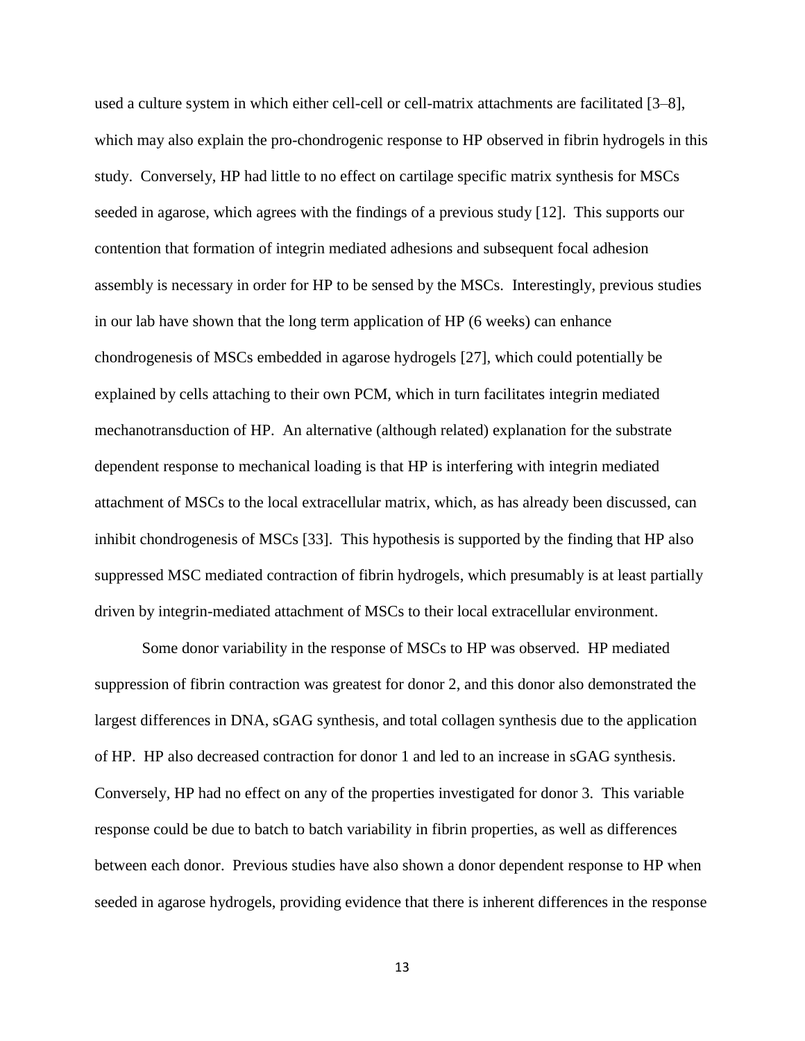used a culture system in which either cell-cell or cell-matrix attachments are facilitated [3–8], which may also explain the pro-chondrogenic response to HP observed in fibrin hydrogels in this study. Conversely, HP had little to no effect on cartilage specific matrix synthesis for MSCs seeded in agarose, which agrees with the findings of a previous study [12]. This supports our contention that formation of integrin mediated adhesions and subsequent focal adhesion assembly is necessary in order for HP to be sensed by the MSCs. Interestingly, previous studies in our lab have shown that the long term application of HP (6 weeks) can enhance chondrogenesis of MSCs embedded in agarose hydrogels [27], which could potentially be explained by cells attaching to their own PCM, which in turn facilitates integrin mediated mechanotransduction of HP. An alternative (although related) explanation for the substrate dependent response to mechanical loading is that HP is interfering with integrin mediated attachment of MSCs to the local extracellular matrix, which, as has already been discussed, can inhibit chondrogenesis of MSCs [33]. This hypothesis is supported by the finding that HP also suppressed MSC mediated contraction of fibrin hydrogels, which presumably is at least partially driven by integrin-mediated attachment of MSCs to their local extracellular environment.

Some donor variability in the response of MSCs to HP was observed. HP mediated suppression of fibrin contraction was greatest for donor 2, and this donor also demonstrated the largest differences in DNA, sGAG synthesis, and total collagen synthesis due to the application of HP. HP also decreased contraction for donor 1 and led to an increase in sGAG synthesis. Conversely, HP had no effect on any of the properties investigated for donor 3. This variable response could be due to batch to batch variability in fibrin properties, as well as differences between each donor. Previous studies have also shown a donor dependent response to HP when seeded in agarose hydrogels, providing evidence that there is inherent differences in the response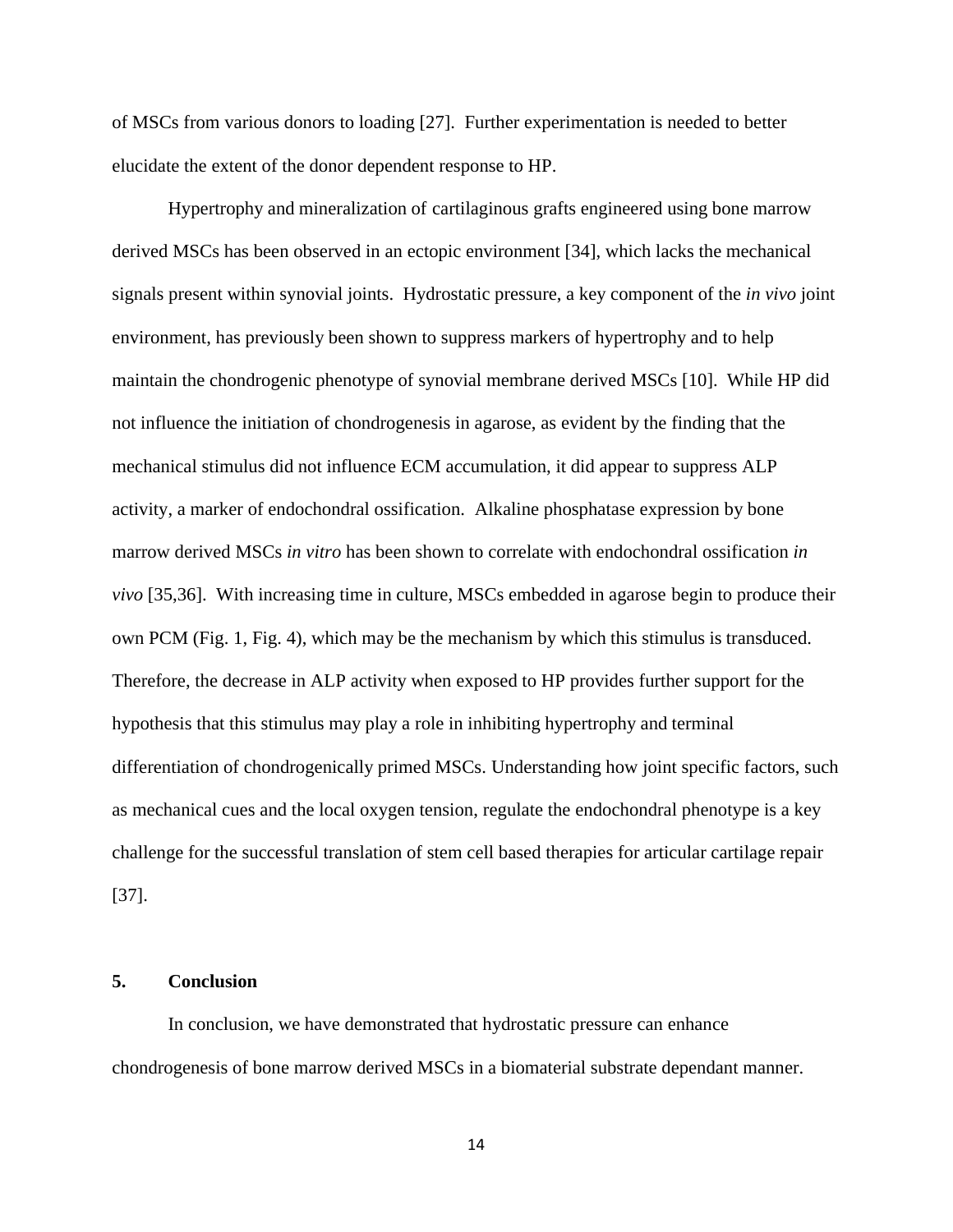of MSCs from various donors to loading [27]. Further experimentation is needed to better elucidate the extent of the donor dependent response to HP.

Hypertrophy and mineralization of cartilaginous grafts engineered using bone marrow derived MSCs has been observed in an ectopic environment [34], which lacks the mechanical signals present within synovial joints. Hydrostatic pressure, a key component of the *in vivo* joint environment, has previously been shown to suppress markers of hypertrophy and to help maintain the chondrogenic phenotype of synovial membrane derived MSCs [10]. While HP did not influence the initiation of chondrogenesis in agarose, as evident by the finding that the mechanical stimulus did not influence ECM accumulation, it did appear to suppress ALP activity, a marker of endochondral ossification. Alkaline phosphatase expression by bone marrow derived MSCs *in vitro* has been shown to correlate with endochondral ossification *in vivo* [35,36]. With increasing time in culture, MSCs embedded in agarose begin to produce their own PCM (Fig. 1, Fig. 4), which may be the mechanism by which this stimulus is transduced. Therefore, the decrease in ALP activity when exposed to HP provides further support for the hypothesis that this stimulus may play a role in inhibiting hypertrophy and terminal differentiation of chondrogenically primed MSCs. Understanding how joint specific factors, such as mechanical cues and the local oxygen tension, regulate the endochondral phenotype is a key challenge for the successful translation of stem cell based therapies for articular cartilage repair [37].

## 5. Conclusion

In conclusion, we have demonstrated that hydrostatic pressure can enhance chondrogenesis of bone marrow derived MSCs in a biomaterial substrate dependant manner.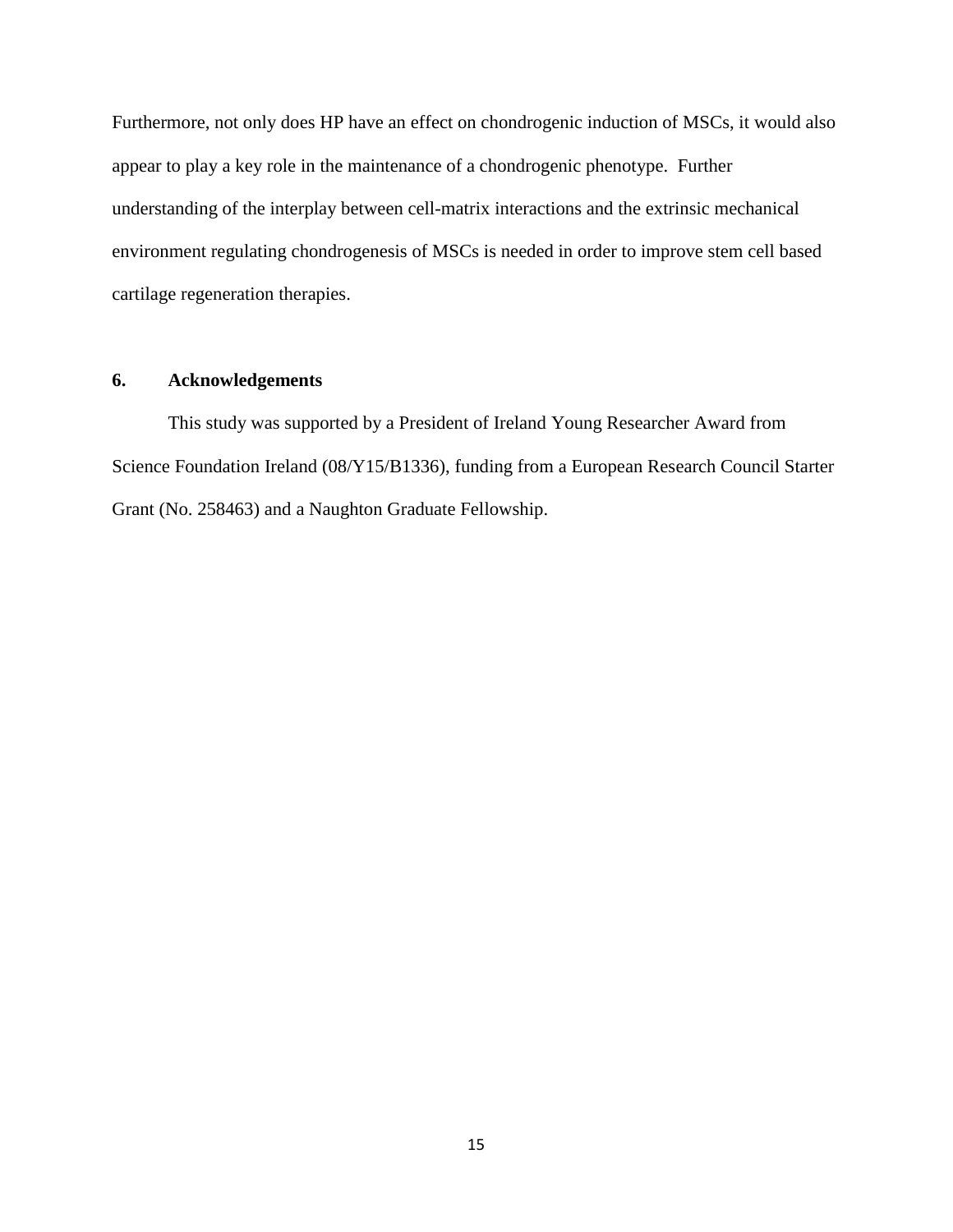Furthermore, not only does HP have an effect on chondrogenic induction of MSCs, it would also appear to play a key role in the maintenance of a chondrogenic phenotype. Further understanding of the interplay between cell-matrix interactions and the extrinsic mechanical environment regulating chondrogenesis of MSCs is needed in order to improve stem cell based cartilage regeneration therapies.

## 6. Acknowledgements

This study was supported by a President of Ireland Young Researcher Award from Science Foundation Ireland (08/Y15/B1336), funding from a European Research Council Starter Grant (No. 258463) and a Naughton Graduate Fellowship.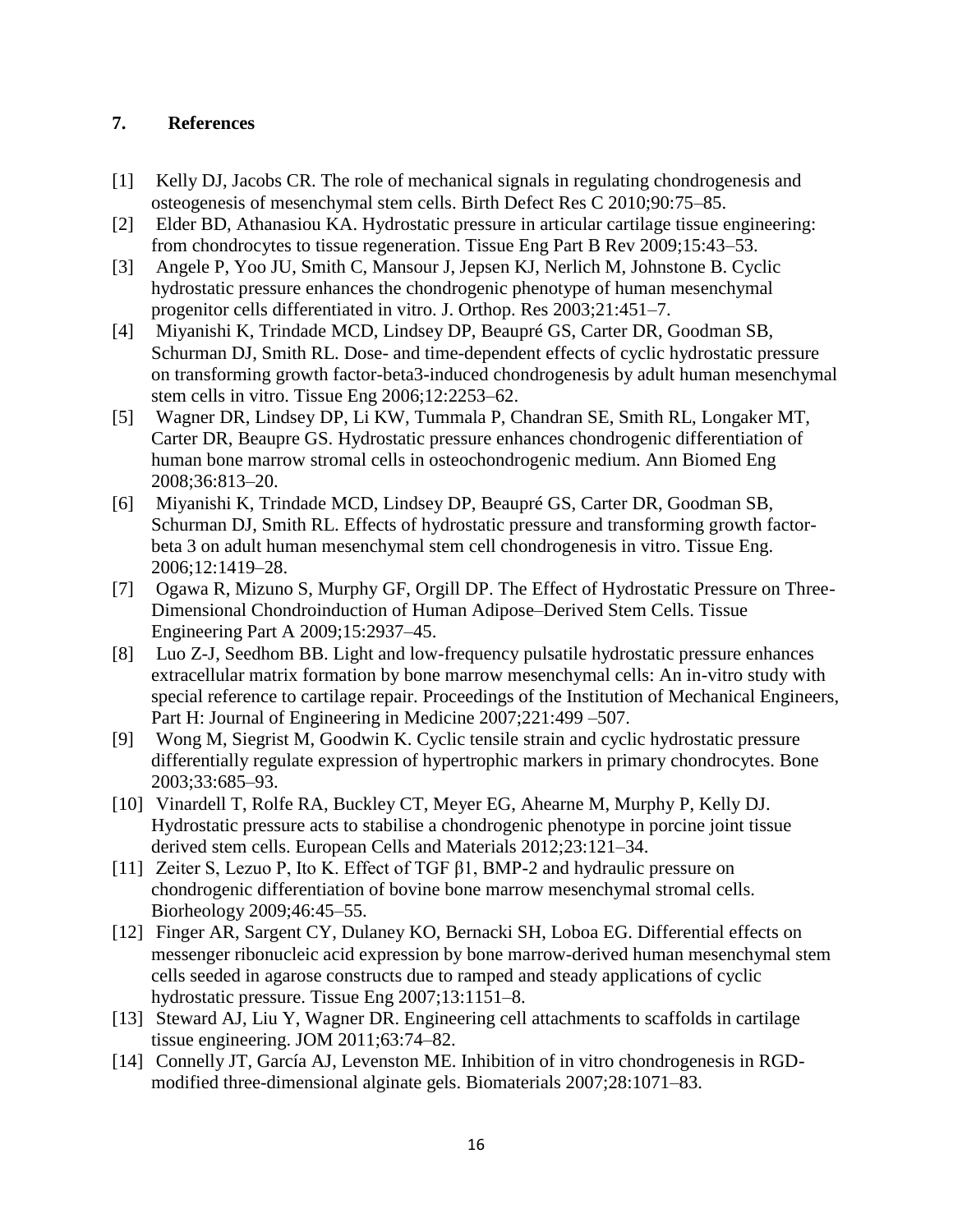## 7. References

[1] Kelly DJ, Jacobs CR. The role of mechanical signals in regulating chondrogenesis and osteogenesis of mesenchymal stem cells. Birth Defect Res C 2010;90:75–85.

[2] Elder BD, Athanasiou KA. Hydrostatic pressure in articular cartilage tissue engineering: from chondrocytes to tissue regeneration. Tissue Eng Part B Rev 2009;15:43–53.

[3] Angele P, Yoo JU, Smith C, Mansour J, Jepsen KJ, Nerlich M, Johnstone B. Cyclic hydrostatic pressure enhances the chondrogenic phenotype of human mesenchymal progenitor cells differentiated in vitro. J. Orthop. Res 2003;21:451–7.

[4] Miyanishi K, Trindade MCD, Lindsey DP, Beaupré GS, Carter DR, Goodman SB, Schurman DJ, Smith RL. Dose- and time-dependent effects of cyclic hydrostatic pressure on transforming growth factor-beta3-induced chondrogenesis by adult human mesenchymal stem cells in vitro. Tissue Eng 2006;12:2253–62.

[5] Wagner DR, Lindsey DP, Li KW, Tummala P, Chandran SE, Smith RL, Longaker MT, Carter DR, Beaupre GS. Hydrostatic pressure enhances chondrogenic differentiation of human bone marrow stromal cells in osteochondrogenic medium. Ann Biomed Eng 2008;36:813–20.

[6] Miyanishi K, Trindade MCD, Lindsey DP, Beaupré GS, Carter DR, Goodman SB, Schurman DJ, Smith RL. Effects of hydrostatic pressure and transforming growth factor-beta 3 on adult human mesenchymal stem cell chondrogenesis in vitro. Tissue Eng. 2006;12:1419–28.

[7] Ogawa R, Mizuno S, Murphy GF, Orgill DP. The Effect of Hydrostatic Pressure on Three-Dimensional Chondroinduction of Human Adipose–Derived Stem Cells. Tissue Engineering Part A 2009;15:2937–45.

[8] Luo Z-J, Seedhom BB. Light and low-frequency pulsatile hydrostatic pressure enhances extracellular matrix formation by bone marrow mesenchymal cells: An in-vitro study with special reference to cartilage repair. Proceedings of the Institution of Mechanical Engineers, Part H: Journal of Engineering in Medicine 2007;221:499 –507.

[9] Wong M, Siegrist M, Goodwin K. Cyclic tensile strain and cyclic hydrostatic pressure differentially regulate expression of hypertrophic markers in primary chondrocytes. Bone 2003;33:685–93.

[10] Vinardell T, Rolfe RA, Buckley CT, Meyer EG, Ahearne M, Murphy P, Kelly DJ. Hydrostatic pressure acts to stabilise a chondrogenic phenotype in porcine joint tissue derived stem cells. European Cells and Materials 2012;23:121–34.

[11] Zeiter S, Lezuo P, Ito K. Effect of TGF β1, BMP-2 and hydraulic pressure on chondrogenic differentiation of bovine bone marrow mesenchymal stromal cells. Biorheology 2009;46:45–55.

[12] Finger AR, Sargent CY, Dulaney KO, Bernacki SH, Loboa EG. Differential effects on messenger ribonucleic acid expression by bone marrow-derived human mesenchymal stem cells seeded in agarose constructs due to ramped and steady applications of cyclic hydrostatic pressure. Tissue Eng 2007;13:1151–8.

[13] Steward AJ, Liu Y, Wagner DR. Engineering cell attachments to scaffolds in cartilage tissue engineering. JOM 2011;63:74–82.

[14] Connelly JT, García AJ, Levenston ME. Inhibition of in vitro chondrogenesis in RGD-modified three-dimensional alginate gels. Biomaterials 2007;28:1071–83.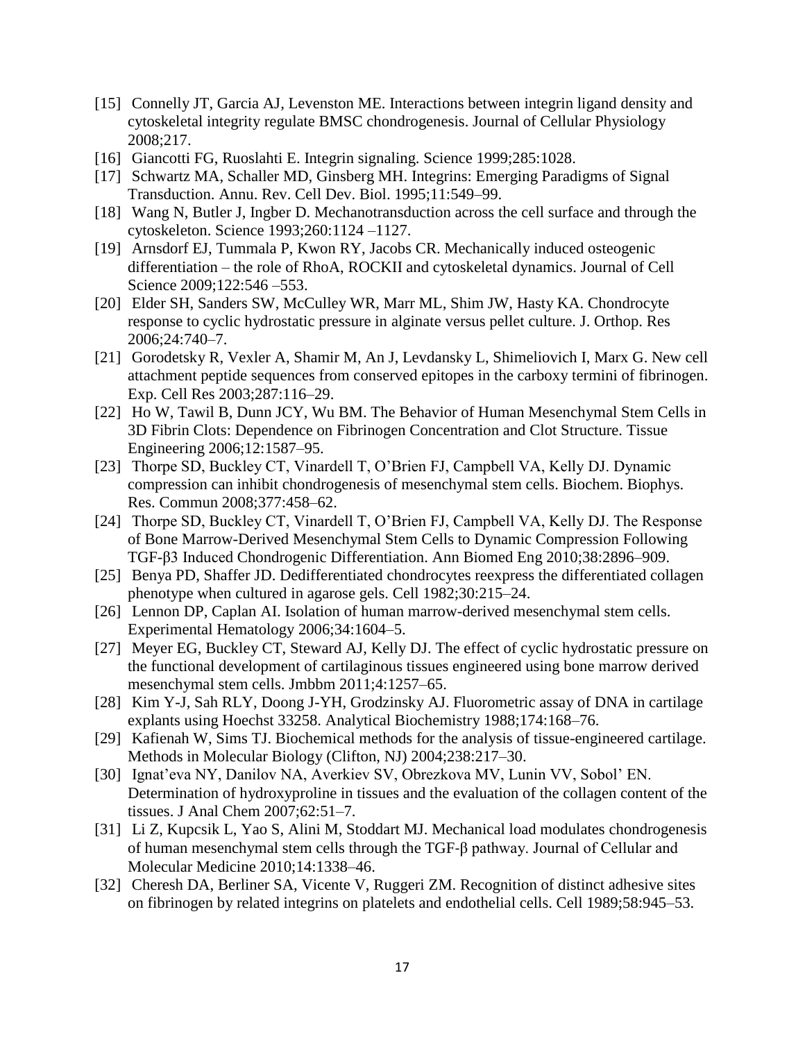[15] Connelly JT, Garcia AJ, Levenston ME. Interactions between integrin ligand density and cytoskeletal integrity regulate BMSC chondrogenesis. Journal of Cellular Physiology 2008;217.

[16] Giancotti FG, Ruoslahti E. Integrin signaling. Science 1999;285:1028.

[17] Schwartz MA, Schaller MD, Ginsberg MH. Integrins: Emerging Paradigms of Signal Transduction. Annu. Rev. Cell Dev. Biol. 1995;11:549–99.

[18] Wang N, Butler J, Ingber D. Mechanotransduction across the cell surface and through the cytoskeleton. Science 1993;260:1124 –1127.

[19] Arnsdorf EJ, Tummala P, Kwon RY, Jacobs CR. Mechanically induced osteogenic differentiation – the role of RhoA, ROCKII and cytoskeletal dynamics. Journal of Cell Science 2009;122:546 –553.

[20] Elder SH, Sanders SW, McCulley WR, Marr ML, Shim JW, Hasty KA. Chondrocyte response to cyclic hydrostatic pressure in alginate versus pellet culture. J. Orthop. Res 2006;24:740–7.

[21] Gorodetsky R, Vexler A, Shamir M, An J, Levdansky L, Shimeliovich I, Marx G. New cell attachment peptide sequences from conserved epitopes in the carboxy termini of fibrinogen. Exp. Cell Res 2003;287:116–29.

[22] Ho W, Tawil B, Dunn JCY, Wu BM. The Behavior of Human Mesenchymal Stem Cells in 3D Fibrin Clots: Dependence on Fibrinogen Concentration and Clot Structure. Tissue Engineering 2006;12:1587–95.

[23] Thorpe SD, Buckley CT, Vinardell T, O'Brien FJ, Campbell VA, Kelly DJ. Dynamic compression can inhibit chondrogenesis of mesenchymal stem cells. Biochem. Biophys. Res. Commun 2008;377:458–62.

[24] Thorpe SD, Buckley CT, Vinardell T, O'Brien FJ, Campbell VA, Kelly DJ. The Response of Bone Marrow-Derived Mesenchymal Stem Cells to Dynamic Compression Following TGF-β3 Induced Chondrogenic Differentiation. Ann Biomed Eng 2010;38:2896–909.

[25] Benya PD, Shaffer JD. Dedifferentiated chondrocytes reexpress the differentiated collagen phenotype when cultured in agarose gels. Cell 1982;30:215–24.

[26] Lennon DP, Caplan AI. Isolation of human marrow-derived mesenchymal stem cells. Experimental Hematology 2006;34:1604–5.

[27] Meyer EG, Buckley CT, Steward AJ, Kelly DJ. The effect of cyclic hydrostatic pressure on the functional development of cartilaginous tissues engineered using bone marrow derived mesenchymal stem cells. Jmbbm 2011;4:1257–65.

[28] Kim Y-J, Sah RLY, Doong J-YH, Grodzinsky AJ. Fluorometric assay of DNA in cartilage explants using Hoechst 33258. Analytical Biochemistry 1988;174:168–76.

[29] Kafienah W, Sims TJ. Biochemical methods for the analysis of tissue-engineered cartilage. Methods in Molecular Biology (Clifton, NJ) 2004;238:217–30.

[30] Ignat'eva NY, Danilov NA, Averkiev SV, Obrezkova MV, Lunin VV, Sobol' EN. Determination of hydroxyproline in tissues and the evaluation of the collagen content of the tissues. J Anal Chem 2007;62:51–7.

[31] Li Z, Kupcsik L, Yao S, Alini M, Stoddart MJ. Mechanical load modulates chondrogenesis of human mesenchymal stem cells through the TGF-β pathway. Journal of Cellular and Molecular Medicine 2010;14:1338–46.

[32] Cheresh DA, Berliner SA, Vicente V, Ruggeri ZM. Recognition of distinct adhesive sites on fibrinogen by related integrins on platelets and endothelial cells. Cell 1989;58:945–53.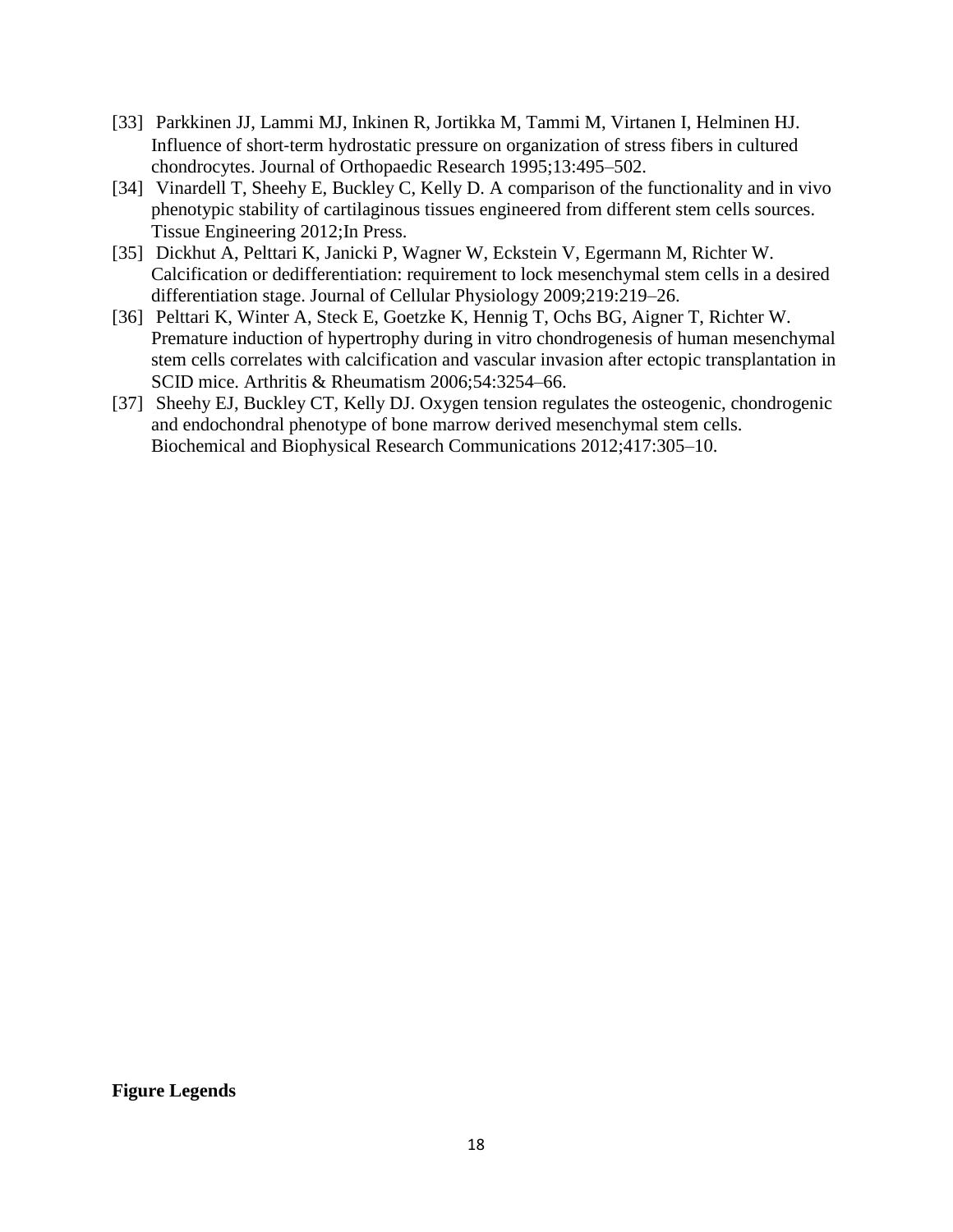[33] Parkkinen JJ, Lammi MJ, Inkinen R, Jortikka M, Tammi M, Virtanen I, Helminen HJ. Influence of short-term hydrostatic pressure on organization of stress fibers in cultured chondrocytes. Journal of Orthopaedic Research 1995;13:495–502.

[34] Vinardell T, Sheehy E, Buckley C, Kelly D. A comparison of the functionality and in vivo phenotypic stability of cartilaginous tissues engineered from different stem cells sources. Tissue Engineering 2012;In Press.

[35] Dickhut A, Pelttari K, Janicki P, Wagner W, Eckstein V, Egermann M, Richter W. Calcification or dedifferentiation: requirement to lock mesenchymal stem cells in a desired differentiation stage. Journal of Cellular Physiology 2009;219:219–26.

[36] Pelttari K, Winter A, Steck E, Goetzke K, Hennig T, Ochs BG, Aigner T, Richter W. Premature induction of hypertrophy during in vitro chondrogenesis of human mesenchymal stem cells correlates with calcification and vascular invasion after ectopic transplantation in SCID mice. Arthritis & Rheumatism 2006;54:3254–66.

[37] Sheehy EJ, Buckley CT, Kelly DJ. Oxygen tension regulates the osteogenic, chondrogenic and endochondral phenotype of bone marrow derived mesenchymal stem cells. Biochemical and Biophysical Research Communications 2012;417:305–10.

**Figure Legends**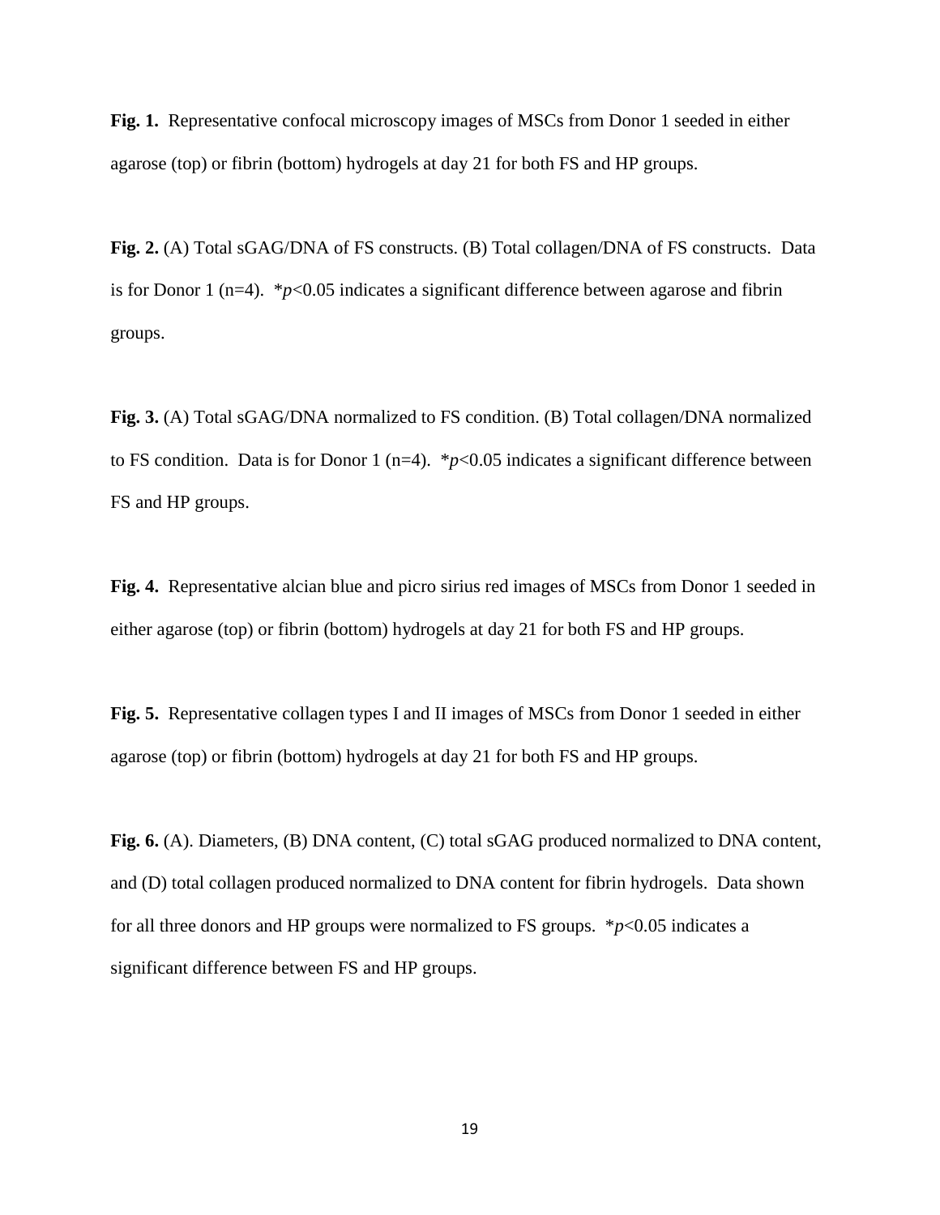**Fig. 1.** Representative confocal microscopy images of MSCs from Donor 1 seeded in either agarose (top) or fibrin (bottom) hydrogels at day 21 for both FS and HP groups.

**Fig. 2.** (A) Total sGAG/DNA of FS constructs. (B) Total collagen/DNA of FS constructs. Data is for Donor 1 (n=4). *$p<0.05$ indicates a significant difference between agarose and fibrin groups.

**Fig. 3.** (A) Total sGAG/DNA normalized to FS condition. (B) Total collagen/DNA normalized to FS condition. Data is for Donor 1 (n=4). *$p<0.05$ indicates a significant difference between FS and HP groups.

**Fig. 4.** Representative alcian blue and picro sirius red images of MSCs from Donor 1 seeded in either agarose (top) or fibrin (bottom) hydrogels at day 21 for both FS and HP groups.

**Fig. 5.** Representative collagen types I and II images of MSCs from Donor 1 seeded in either agarose (top) or fibrin (bottom) hydrogels at day 21 for both FS and HP groups.

**Fig. 6.** (A). Diameters, (B) DNA content, (C) total sGAG produced normalized to DNA content, and (D) total collagen produced normalized to DNA content for fibrin hydrogels. Data shown for all three donors and HP groups were normalized to FS groups. *$p<0.05$ indicates a significant difference between FS and HP groups.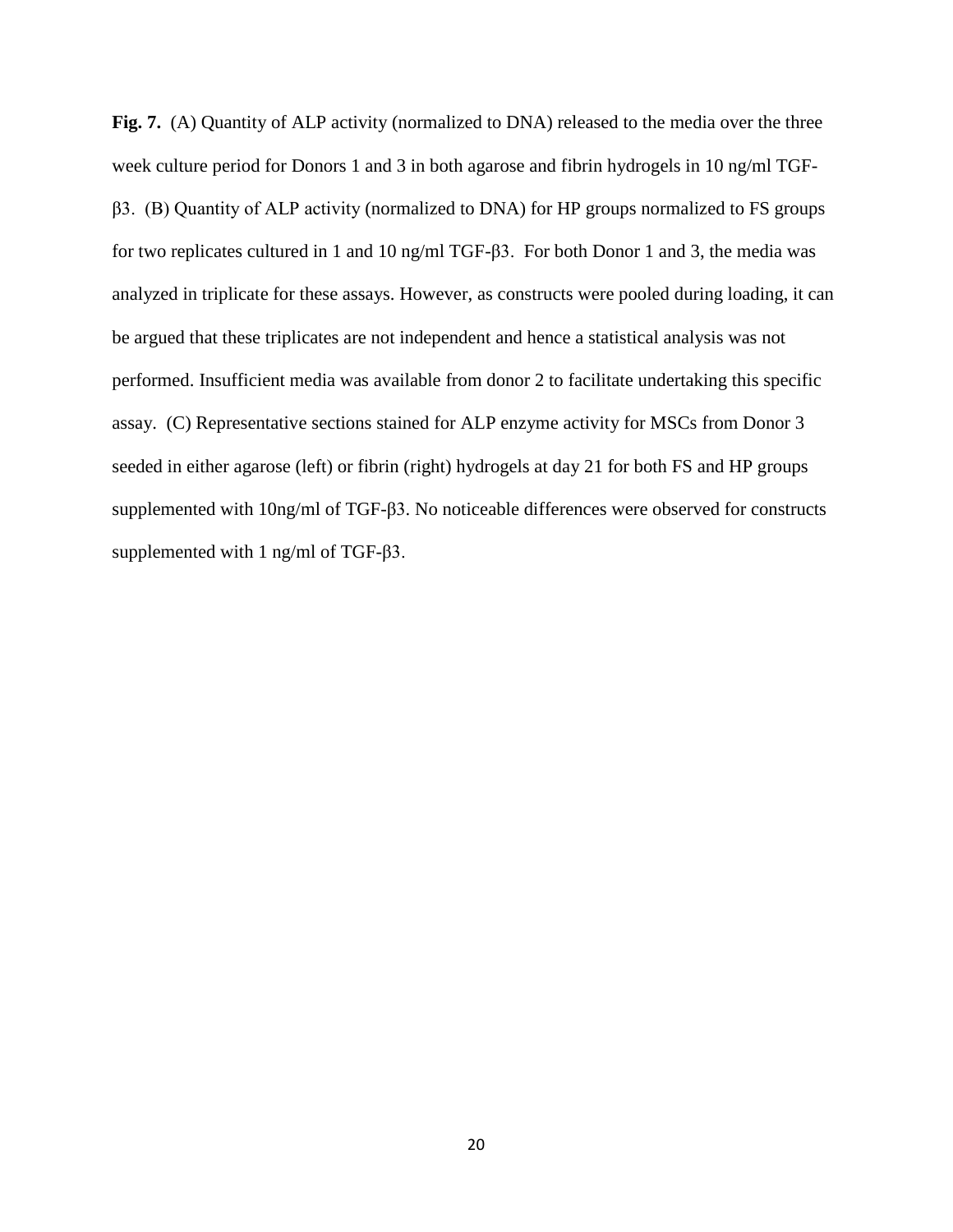**Fig. 7.** (A) Quantity of ALP activity (normalized to DNA) released to the media over the three week culture period for Donors 1 and 3 in both agarose and fibrin hydrogels in 10 ng/ml TGF-β3. (B) Quantity of ALP activity (normalized to DNA) for HP groups normalized to FS groups for two replicates cultured in 1 and 10 ng/ml TGF-β3. For both Donor 1 and 3, the media was analyzed in triplicate for these assays. However, as constructs were pooled during loading, it can be argued that these triplicates are not independent and hence a statistical analysis was not performed. Insufficient media was available from donor 2 to facilitate undertaking this specific assay. (C) Representative sections stained for ALP enzyme activity for MSCs from Donor 3 seeded in either agarose (left) or fibrin (right) hydrogels at day 21 for both FS and HP groups supplemented with 10ng/ml of TGF-β3. No noticeable differences were observed for constructs supplemented with 1 ng/ml of TGF-β3.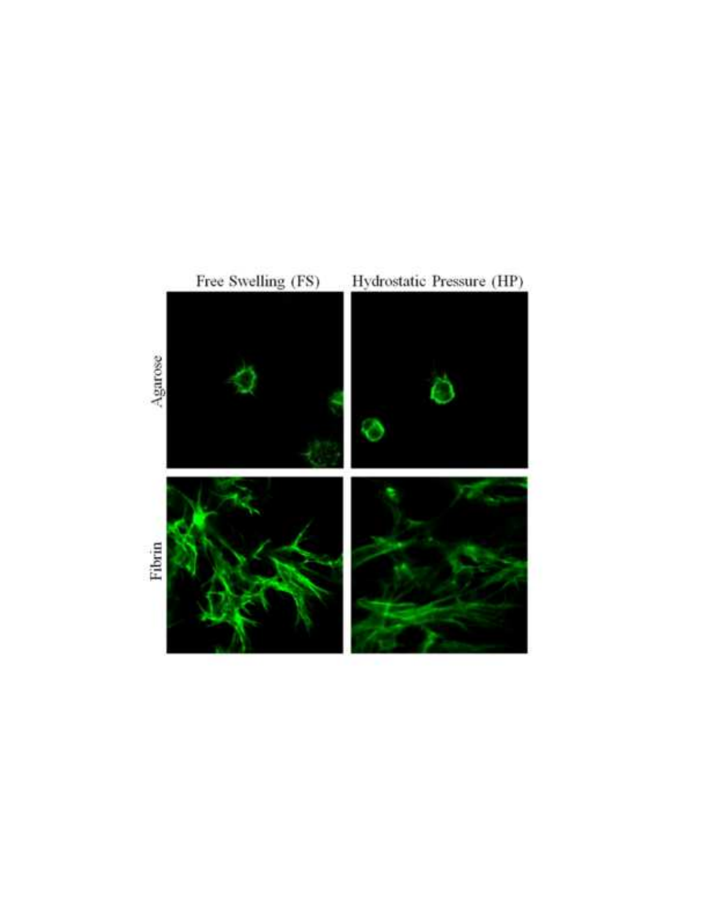Free Swelling (FS) Hydrostatic Pressure (HP)

Agarose

Fibrin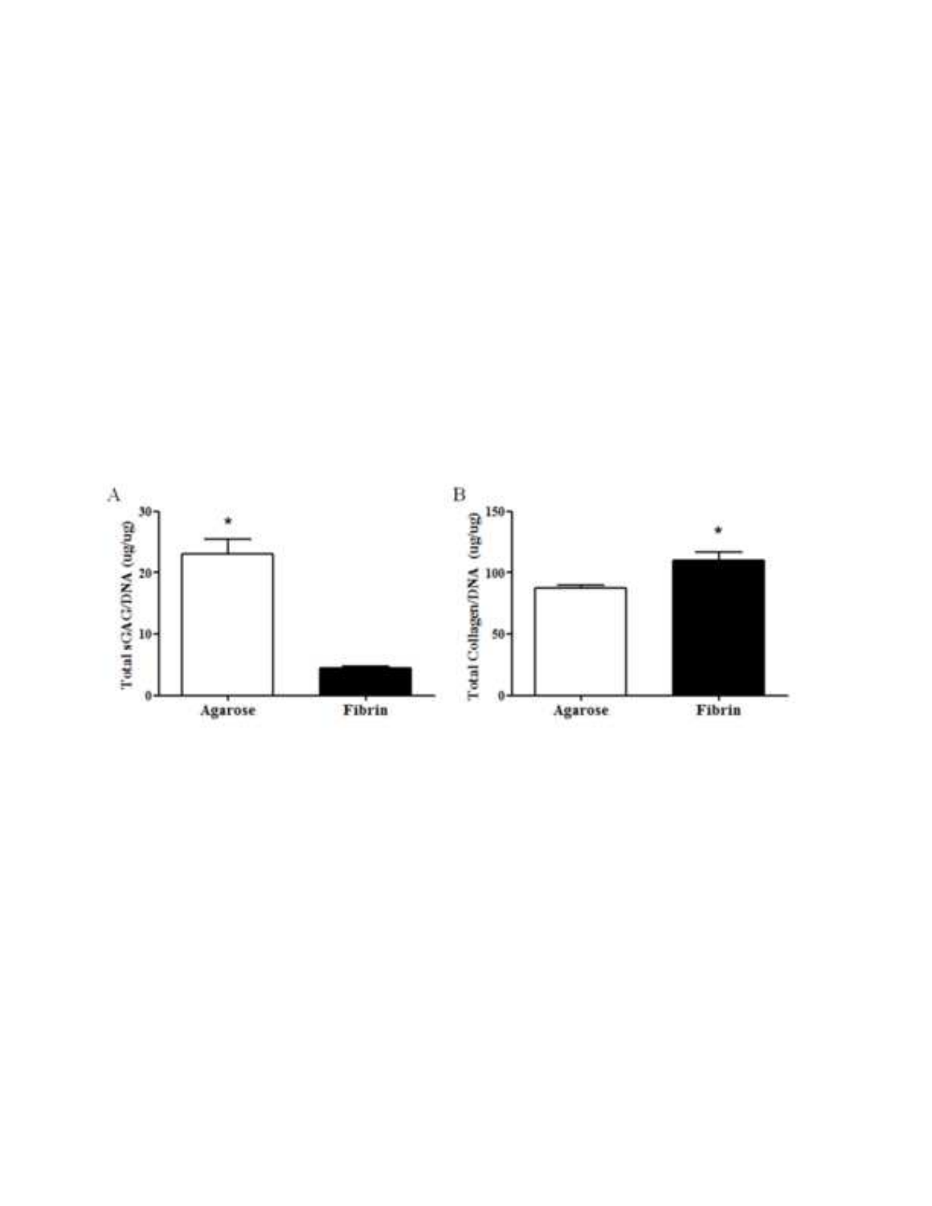A

Total sGAG/DNA (ug/ug)

30
20
10
0

*

Agarose Fibrin

B

Total Collagen/DNA (ug/ug)

150
100
50
0

*

Agarose Fibrin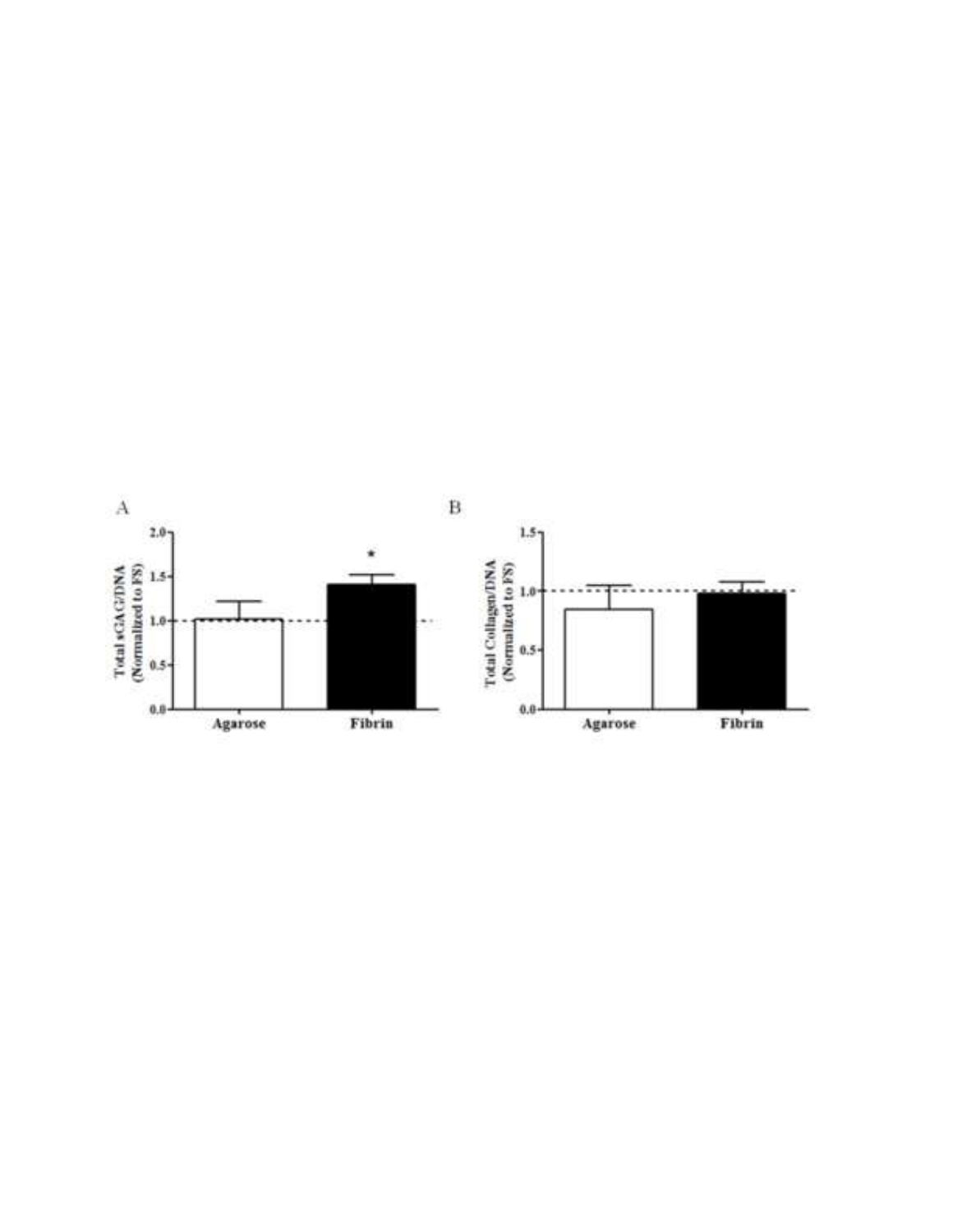A

Total sGAG/DNA (Normalized to FS)

2.0
1.5
1.0
0.5
0.0

*

Agarose Fibrin

B

Total Collagen/DNA (Normalized to FS)

1.5
1.0
0.5
0.0

Agarose Fibrin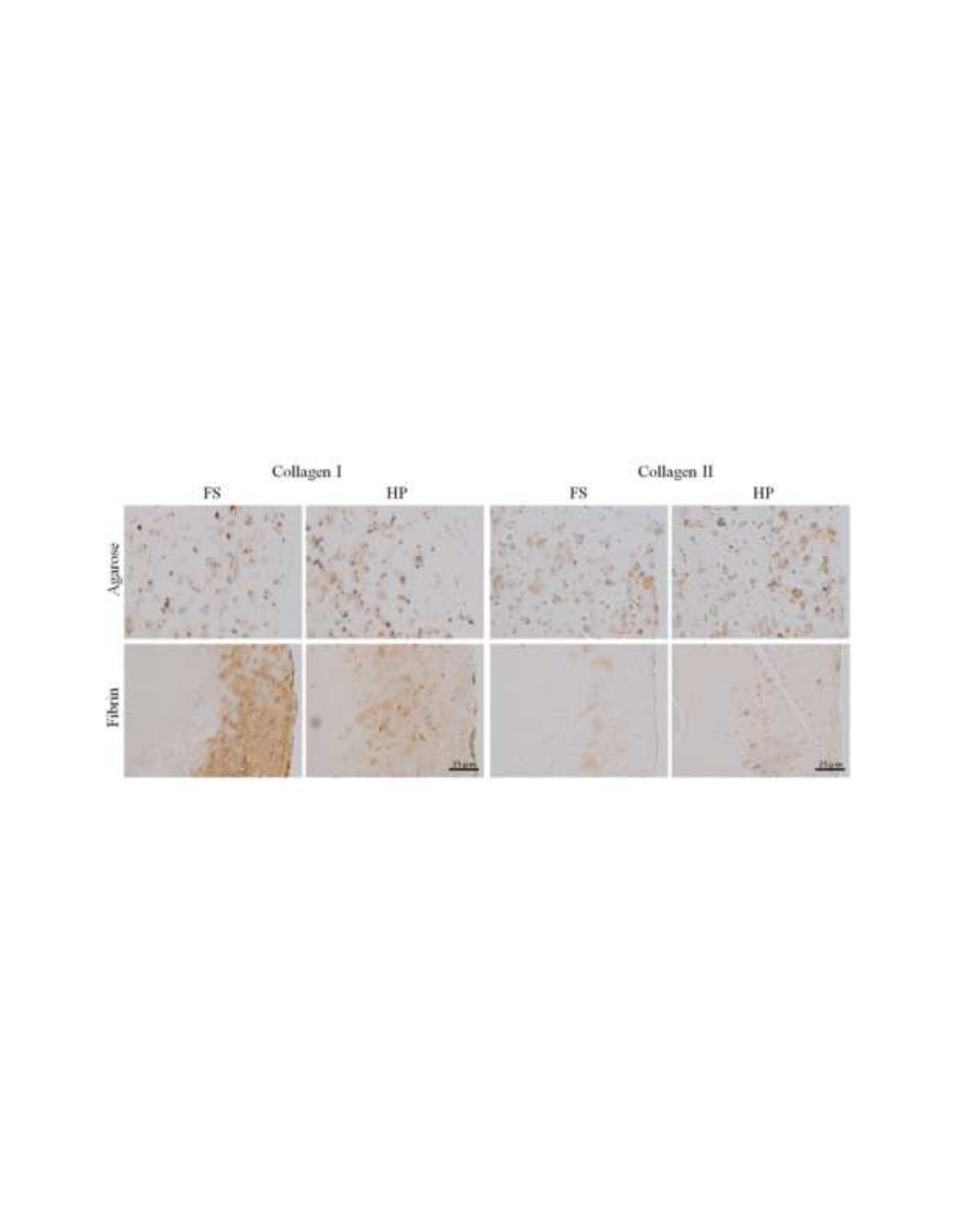Collagen I

FS HP

Collagen II

FS HP

Agarose

Fibrin

25 μm

25 μm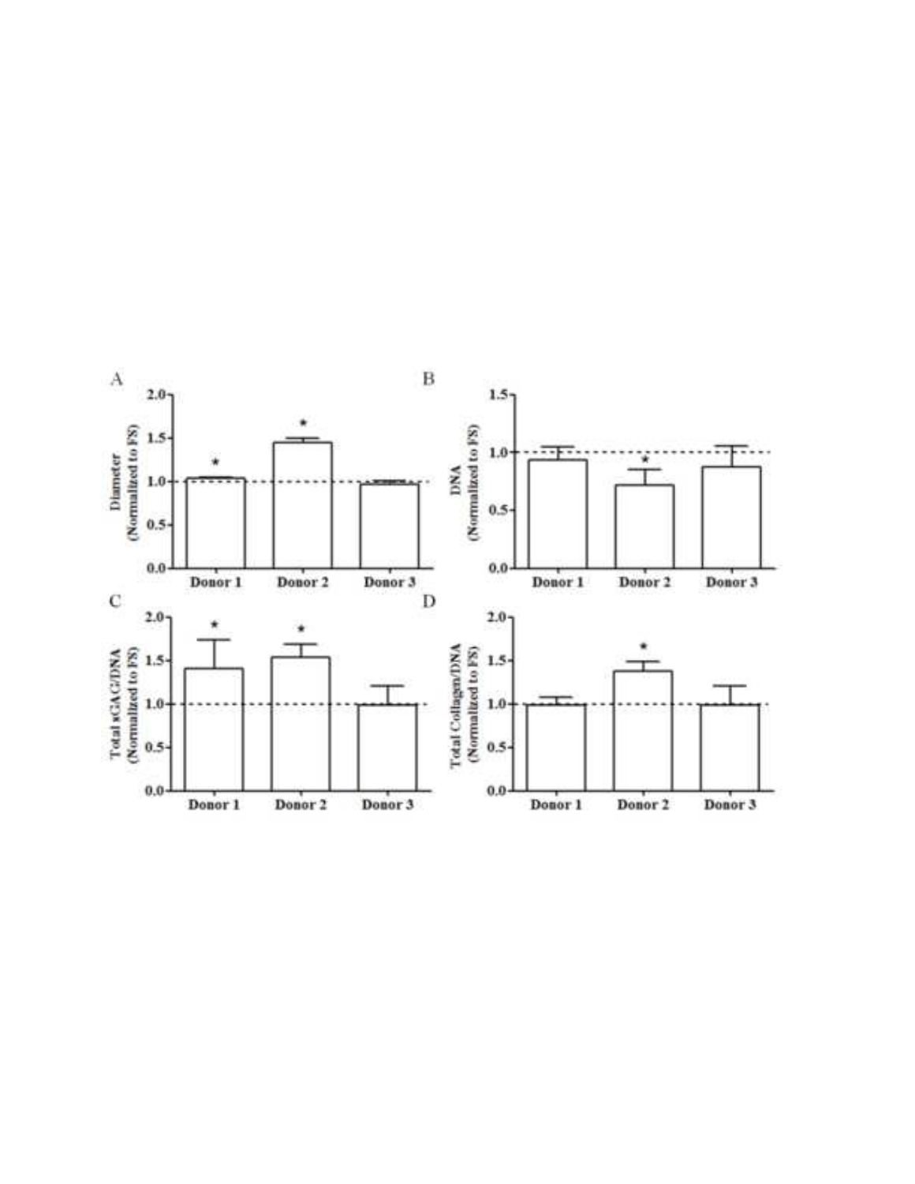A

Diameter (Normalized to FS)

2.0, 1.5, 1.0, 0.5, 0.0

Donor 1 * | Donor 2 * | Donor 3

B

DNA (Normalized to FS)

1.5, 1.0, 0.5, 0.0

Donor 1 | Donor 2 * | Donor 3

C

Total sGAG/DNA (Normalized to FS)

2.0, 1.5, 1.0, 0.5, 0.0

Donor 1 * | Donor 2 * | Donor 3

D

Total Collagen/DNA (Normalized to FS)

2.0, 1.5, 1.0, 0.5, 0.0

Donor 1 | Donor 2 * | Donor 3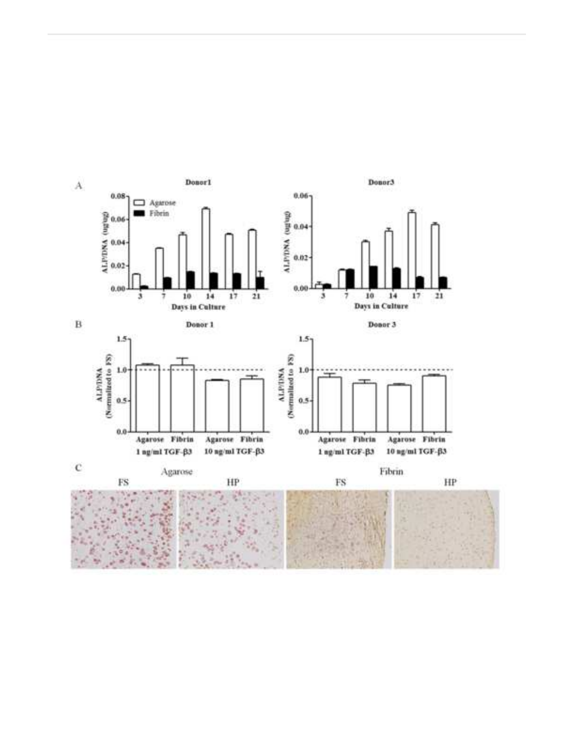A

Donor1

Agarose
Fibrin

ALP/DNA (ug/ug)

0.08
0.06
0.04
0.02
0.00

3 7 10 14 17 21

Days in Culture

Donor3

ALP/DNA (ug/ug)

0.06
0.04
0.02
0.00

3 7 10 14 17 21

Days in Culture

B

Donor 1

ALP/DNA (Normalized to FS)

1.5
1.0
0.5
0.0

Agarose Fibrin Agarose Fibrin

1 ng/ml TGF-β3 10 ng/ml TGF-β3

Donor 3

ALP/DNA (Normalized to FS)

1.5
1.0
0.5
0.0

Agarose Fibrin Agarose Fibrin

1 ng/ml TGF-β3 10 ng/ml TGF-β3

C

Agarose

FS HP

Fibrin

FS HP